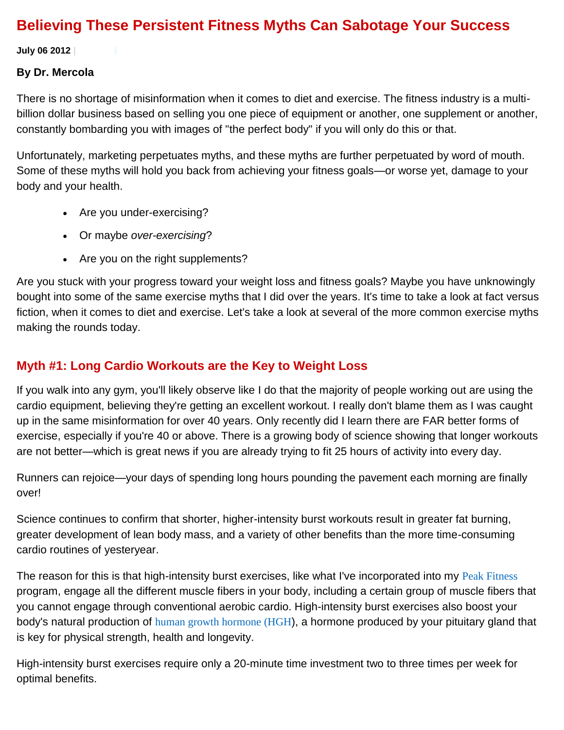# Believing These Persistent Fitness Myths Can Sabotage Your Success

**July 06 2012**

**By Dr. Mercola**

There is no shortage of misinformation when it comes to diet and exercise. The fitness industry is a multi-billion dollar business based on selling you one piece of equipment or another, one supplement or another, constantly bombarding you with images of "the perfect body" if you will only do this or that.

Unfortunately, marketing perpetuates myths, and these myths are further perpetuated by word of mouth. Some of these myths will hold you back from achieving your fitness goals—or worse yet, damage to your body and your health.

- Are you under-exercising?
- Or maybe *over-exercising*?
- Are you on the right supplements?

Are you stuck with your progress toward your weight loss and fitness goals? Maybe you have unknowingly bought into some of the same exercise myths that I did over the years. It's time to take a look at fact versus fiction, when it comes to diet and exercise. Let's take a look at several of the more common exercise myths making the rounds today.

## Myth #1: Long Cardio Workouts are the Key to Weight Loss

If you walk into any gym, you'll likely observe like I do that the majority of people working out are using the cardio equipment, believing they're getting an excellent workout. I really don't blame them as I was caught up in the same misinformation for over 40 years. Only recently did I learn there are FAR better forms of exercise, especially if you're 40 or above. There is a growing body of science showing that longer workouts are not better—which is great news if you are already trying to fit 25 hours of activity into every day.

Runners can rejoice—your days of spending long hours pounding the pavement each morning are finally over!

Science continues to confirm that shorter, higher-intensity burst workouts result in greater fat burning, greater development of lean body mass, and a variety of other benefits than the more time-consuming cardio routines of yesteryear.

The reason for this is that high-intensity burst exercises, like what I've incorporated into my Peak Fitness program, engage all the different muscle fibers in your body, including a certain group of muscle fibers that you cannot engage through conventional aerobic cardio. High-intensity burst exercises also boost your body's natural production of human growth hormone (HGH), a hormone produced by your pituitary gland that is key for physical strength, health and longevity.

High-intensity burst exercises require only a 20-minute time investment two to three times per week for optimal benefits.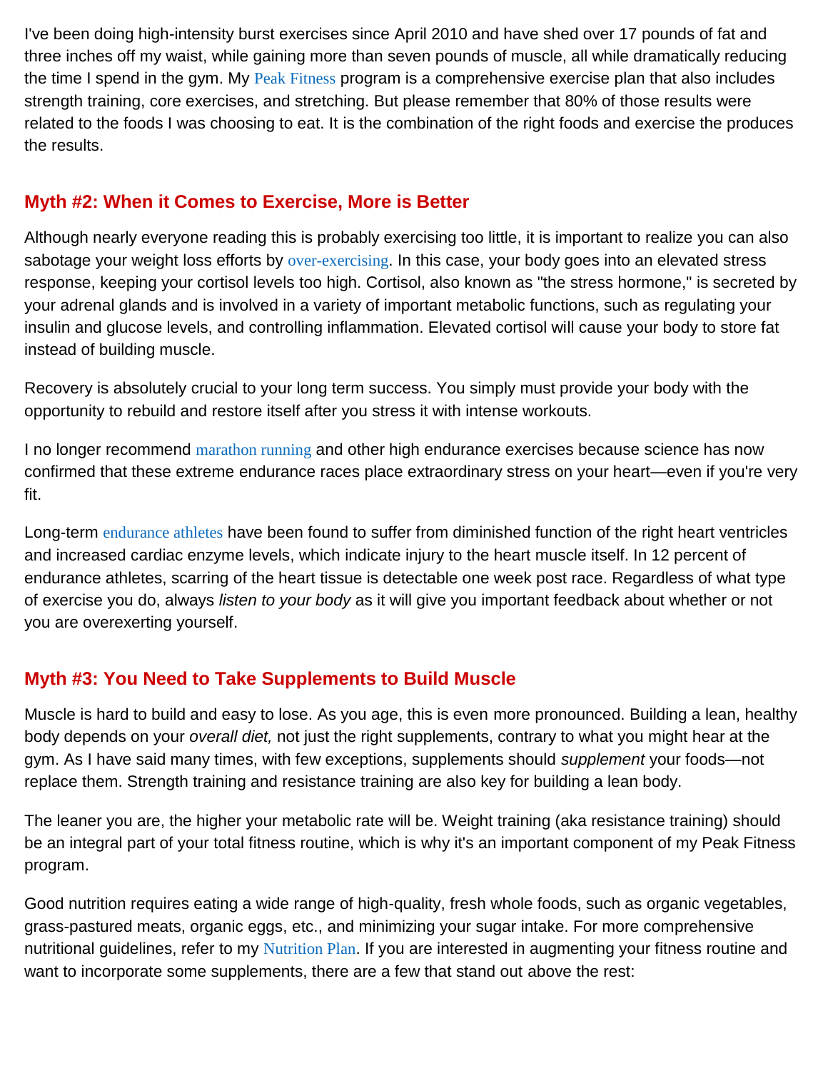I've been doing high-intensity burst exercises since April 2010 and have shed over 17 pounds of fat and three inches off my waist, while gaining more than seven pounds of muscle, all while dramatically reducing the time I spend in the gym. My Peak Fitness program is a comprehensive exercise plan that also includes strength training, core exercises, and stretching. But please remember that 80% of those results were related to the foods I was choosing to eat. It is the combination of the right foods and exercise the produces the results.

## Myth #2: When it Comes to Exercise, More is Better

Although nearly everyone reading this is probably exercising too little, it is important to realize you can also sabotage your weight loss efforts by over-exercising. In this case, your body goes into an elevated stress response, keeping your cortisol levels too high. Cortisol, also known as "the stress hormone," is secreted by your adrenal glands and is involved in a variety of important metabolic functions, such as regulating your insulin and glucose levels, and controlling inflammation. Elevated cortisol will cause your body to store fat instead of building muscle.

Recovery is absolutely crucial to your long term success. You simply must provide your body with the opportunity to rebuild and restore itself after you stress it with intense workouts.

I no longer recommend marathon running and other high endurance exercises because science has now confirmed that these extreme endurance races place extraordinary stress on your heart—even if you're very fit.

Long-term endurance athletes have been found to suffer from diminished function of the right heart ventricles and increased cardiac enzyme levels, which indicate injury to the heart muscle itself. In 12 percent of endurance athletes, scarring of the heart tissue is detectable one week post race. Regardless of what type of exercise you do, always *listen to your body* as it will give you important feedback about whether or not you are overexerting yourself.

## Myth #3: You Need to Take Supplements to Build Muscle

Muscle is hard to build and easy to lose. As you age, this is even more pronounced. Building a lean, healthy body depends on your *overall diet,* not just the right supplements, contrary to what you might hear at the gym. As I have said many times, with few exceptions, supplements should *supplement* your foods—not replace them. Strength training and resistance training are also key for building a lean body.

The leaner you are, the higher your metabolic rate will be. Weight training (aka resistance training) should be an integral part of your total fitness routine, which is why it's an important component of my Peak Fitness program.

Good nutrition requires eating a wide range of high-quality, fresh whole foods, such as organic vegetables, grass-pastured meats, organic eggs, etc., and minimizing your sugar intake. For more comprehensive nutritional guidelines, refer to my Nutrition Plan. If you are interested in augmenting your fitness routine and want to incorporate some supplements, there are a few that stand out above the rest: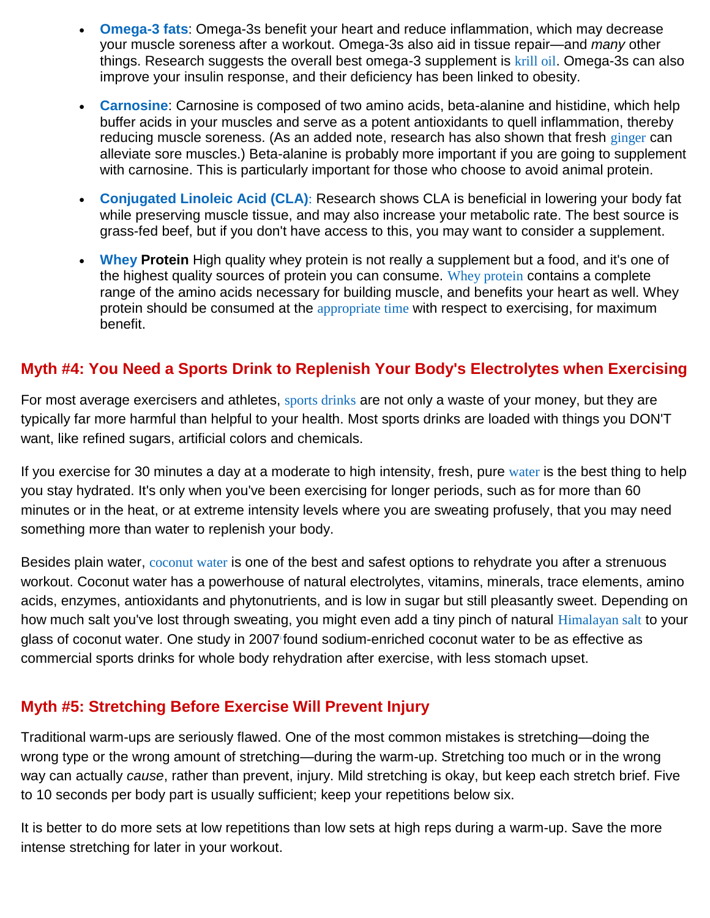- **Omega-3 fats**: Omega-3s benefit your heart and reduce inflammation, which may decrease your muscle soreness after a workout. Omega-3s also aid in tissue repair—and *many* other things. Research suggests the overall best omega-3 supplement is krill oil. Omega-3s can also improve your insulin response, and their deficiency has been linked to obesity.
- **Carnosine**: Carnosine is composed of two amino acids, beta-alanine and histidine, which help buffer acids in your muscles and serve as a potent antioxidants to quell inflammation, thereby reducing muscle soreness. (As an added note, research has also shown that fresh ginger can alleviate sore muscles.) Beta-alanine is probably more important if you are going to supplement with carnosine. This is particularly important for those who choose to avoid animal protein.
- **Conjugated Linoleic Acid (CLA)**: Research shows CLA is beneficial in lowering your body fat while preserving muscle tissue, and may also increase your metabolic rate. The best source is grass-fed beef, but if you don't have access to this, you may want to consider a supplement.
- **Whey Protein** High quality whey protein is not really a supplement but a food, and it's one of the highest quality sources of protein you can consume. Whey protein contains a complete range of the amino acids necessary for building muscle, and benefits your heart as well. Whey protein should be consumed at the appropriate time with respect to exercising, for maximum benefit.

## Myth #4: You Need a Sports Drink to Replenish Your Body's Electrolytes when Exercising

For most average exercisers and athletes, sports drinks are not only a waste of your money, but they are typically far more harmful than helpful to your health. Most sports drinks are loaded with things you DON'T want, like refined sugars, artificial colors and chemicals.

If you exercise for 30 minutes a day at a moderate to high intensity, fresh, pure water is the best thing to help you stay hydrated. It's only when you've been exercising for longer periods, such as for more than 60 minutes or in the heat, or at extreme intensity levels where you are sweating profusely, that you may need something more than water to replenish your body.

Besides plain water, coconut water is one of the best and safest options to rehydrate you after a strenuous workout. Coconut water has a powerhouse of natural electrolytes, vitamins, minerals, trace elements, amino acids, enzymes, antioxidants and phytonutrients, and is low in sugar but still pleasantly sweet. Depending on how much salt you've lost through sweating, you might even add a tiny pinch of natural Himalayan salt to your glass of coconut water. One study in 2007 found sodium-enriched coconut water to be as effective as commercial sports drinks for whole body rehydration after exercise, with less stomach upset.

## Myth #5: Stretching Before Exercise Will Prevent Injury

Traditional warm-ups are seriously flawed. One of the most common mistakes is stretching—doing the wrong type or the wrong amount of stretching—during the warm-up. Stretching too much or in the wrong way can actually *cause*, rather than prevent, injury. Mild stretching is okay, but keep each stretch brief. Five to 10 seconds per body part is usually sufficient; keep your repetitions below six.

It is better to do more sets at low repetitions than low sets at high reps during a warm-up. Save the more intense stretching for later in your workout.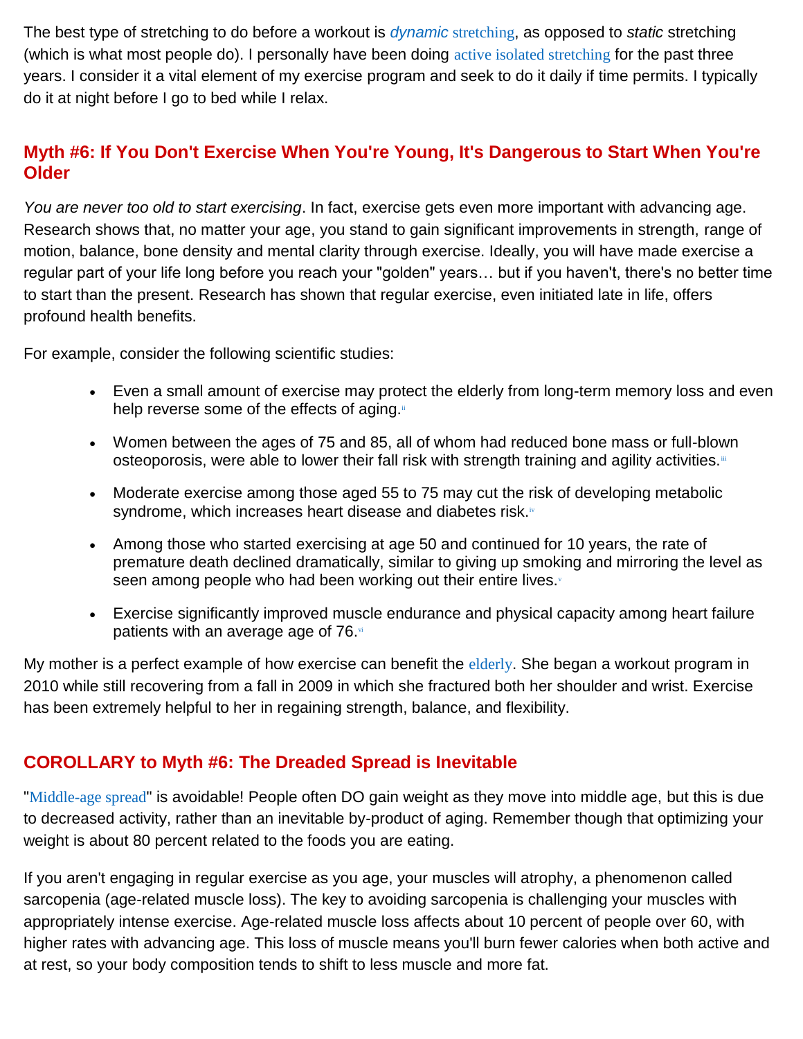The best type of stretching to do before a workout is *dynamic* stretching, as opposed to *static* stretching (which is what most people do). I personally have been doing active isolated stretching for the past three years. I consider it a vital element of my exercise program and seek to do it daily if time permits. I typically do it at night before I go to bed while I relax.

## Myth #6: If You Don't Exercise When You're Young, It's Dangerous to Start When You're Older

*You are never too old to start exercising*. In fact, exercise gets even more important with advancing age. Research shows that, no matter your age, you stand to gain significant improvements in strength, range of motion, balance, bone density and mental clarity through exercise. Ideally, you will have made exercise a regular part of your life long before you reach your "golden" years… but if you haven't, there's no better time to start than the present. Research has shown that regular exercise, even initiated late in life, offers profound health benefits.

For example, consider the following scientific studies:

- Even a small amount of exercise may protect the elderly from long-term memory loss and even help reverse some of the effects of aging.[ii]
- Women between the ages of 75 and 85, all of whom had reduced bone mass or full-blown osteoporosis, were able to lower their fall risk with strength training and agility activities.[iii]
- Moderate exercise among those aged 55 to 75 may cut the risk of developing metabolic syndrome, which increases heart disease and diabetes risk.[iv]
- Among those who started exercising at age 50 and continued for 10 years, the rate of premature death declined dramatically, similar to giving up smoking and mirroring the level as seen among people who had been working out their entire lives.[v]
- Exercise significantly improved muscle endurance and physical capacity among heart failure patients with an average age of 76.[vi]

My mother is a perfect example of how exercise can benefit the elderly. She began a workout program in 2010 while still recovering from a fall in 2009 in which she fractured both her shoulder and wrist. Exercise has been extremely helpful to her in regaining strength, balance, and flexibility.

## COROLLARY to Myth #6: The Dreaded Spread is Inevitable

"Middle-age spread" is avoidable! People often DO gain weight as they move into middle age, but this is due to decreased activity, rather than an inevitable by-product of aging. Remember though that optimizing your weight is about 80 percent related to the foods you are eating.

If you aren't engaging in regular exercise as you age, your muscles will atrophy, a phenomenon called sarcopenia (age-related muscle loss). The key to avoiding sarcopenia is challenging your muscles with appropriately intense exercise. Age-related muscle loss affects about 10 percent of people over 60, with higher rates with advancing age. This loss of muscle means you'll burn fewer calories when both active and at rest, so your body composition tends to shift to less muscle and more fat.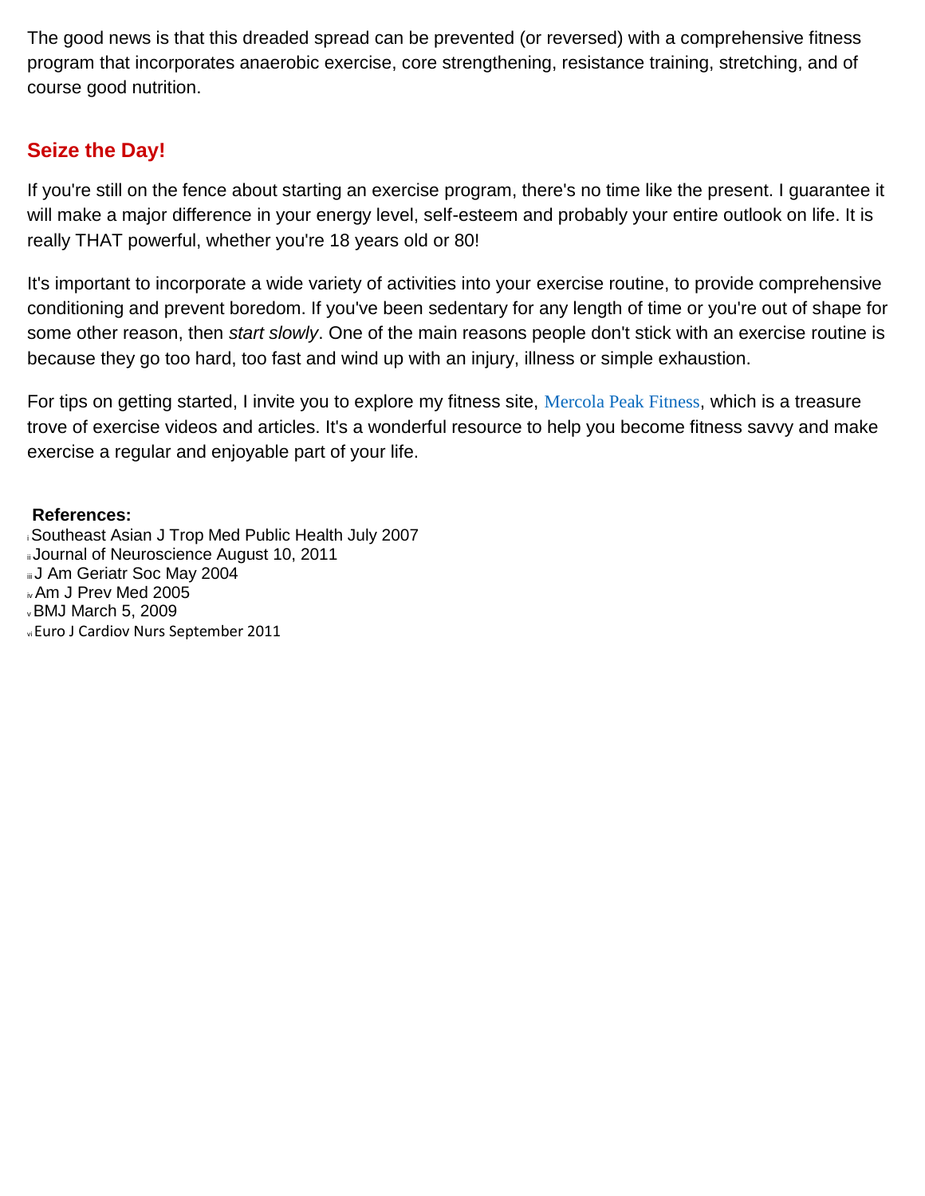The good news is that this dreaded spread can be prevented (or reversed) with a comprehensive fitness program that incorporates anaerobic exercise, core strengthening, resistance training, stretching, and of course good nutrition.

## Seize the Day!

If you're still on the fence about starting an exercise program, there's no time like the present. I guarantee it will make a major difference in your energy level, self-esteem and probably your entire outlook on life. It is really THAT powerful, whether you're 18 years old or 80!

It's important to incorporate a wide variety of activities into your exercise routine, to provide comprehensive conditioning and prevent boredom. If you've been sedentary for any length of time or you're out of shape for some other reason, then *start slowly*. One of the main reasons people don't stick with an exercise routine is because they go too hard, too fast and wind up with an injury, illness or simple exhaustion.

For tips on getting started, I invite you to explore my fitness site, Mercola Peak Fitness, which is a treasure trove of exercise videos and articles. It's a wonderful resource to help you become fitness savvy and make exercise a regular and enjoyable part of your life.

**References:**

[i] Southeast Asian J Trop Med Public Health July 2007
[ii] Journal of Neuroscience August 10, 2011
[iii] J Am Geriatr Soc May 2004
[iv] Am J Prev Med 2005
[v] BMJ March 5, 2009
[vi] Euro J Cardiov Nurs September 2011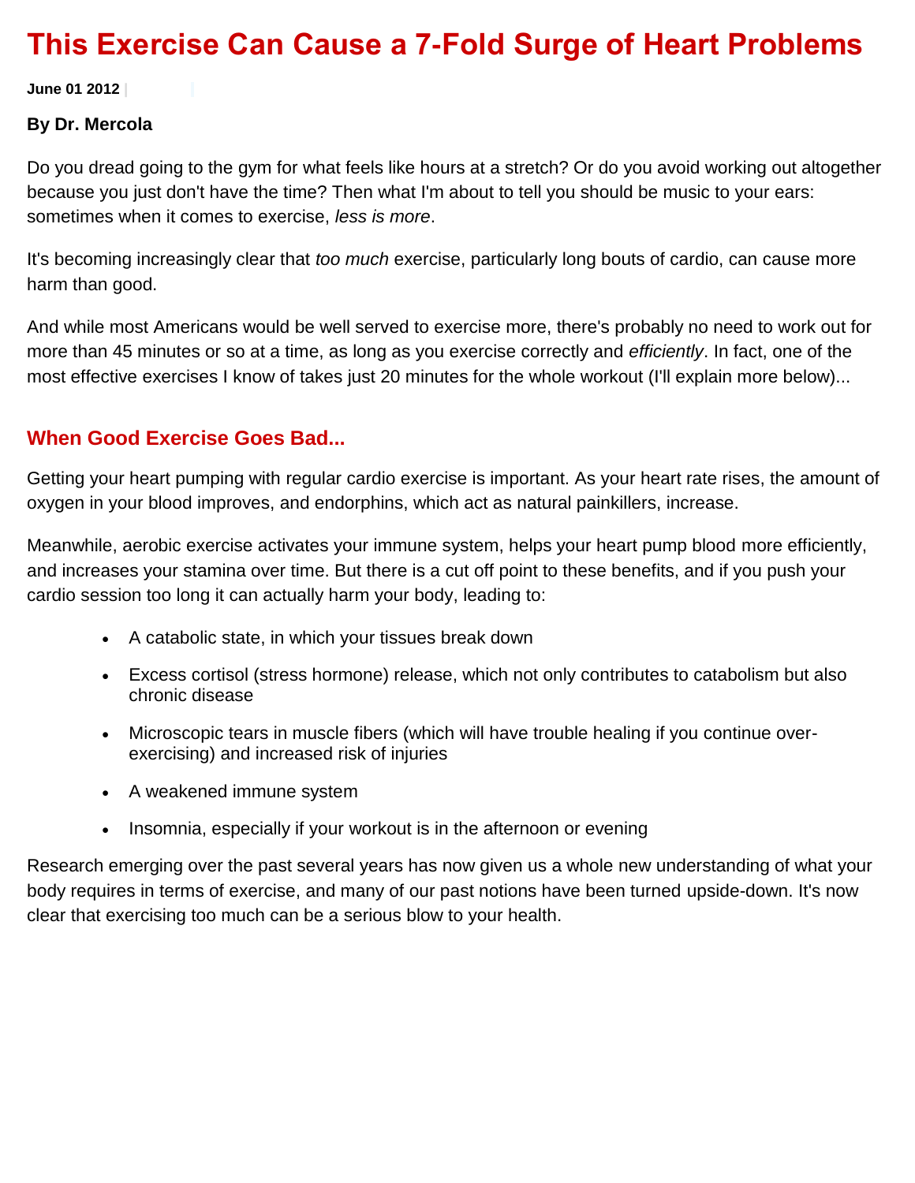# This Exercise Can Cause a 7-Fold Surge of Heart Problems

**June 01 2012**

**By Dr. Mercola**

Do you dread going to the gym for what feels like hours at a stretch? Or do you avoid working out altogether because you just don't have the time? Then what I'm about to tell you should be music to your ears: sometimes when it comes to exercise, *less is more*.

It's becoming increasingly clear that *too much* exercise, particularly long bouts of cardio, can cause more harm than good.

And while most Americans would be well served to exercise more, there's probably no need to work out for more than 45 minutes or so at a time, as long as you exercise correctly and *efficiently*. In fact, one of the most effective exercises I know of takes just 20 minutes for the whole workout (I'll explain more below)...

## When Good Exercise Goes Bad...

Getting your heart pumping with regular cardio exercise is important. As your heart rate rises, the amount of oxygen in your blood improves, and endorphins, which act as natural painkillers, increase.

Meanwhile, aerobic exercise activates your immune system, helps your heart pump blood more efficiently, and increases your stamina over time. But there is a cut off point to these benefits, and if you push your cardio session too long it can actually harm your body, leading to:

- A catabolic state, in which your tissues break down
- Excess cortisol (stress hormone) release, which not only contributes to catabolism but also chronic disease
- Microscopic tears in muscle fibers (which will have trouble healing if you continue over-exercising) and increased risk of injuries
- A weakened immune system
- Insomnia, especially if your workout is in the afternoon or evening

Research emerging over the past several years has now given us a whole new understanding of what your body requires in terms of exercise, and many of our past notions have been turned upside-down. It's now clear that exercising too much can be a serious blow to your health.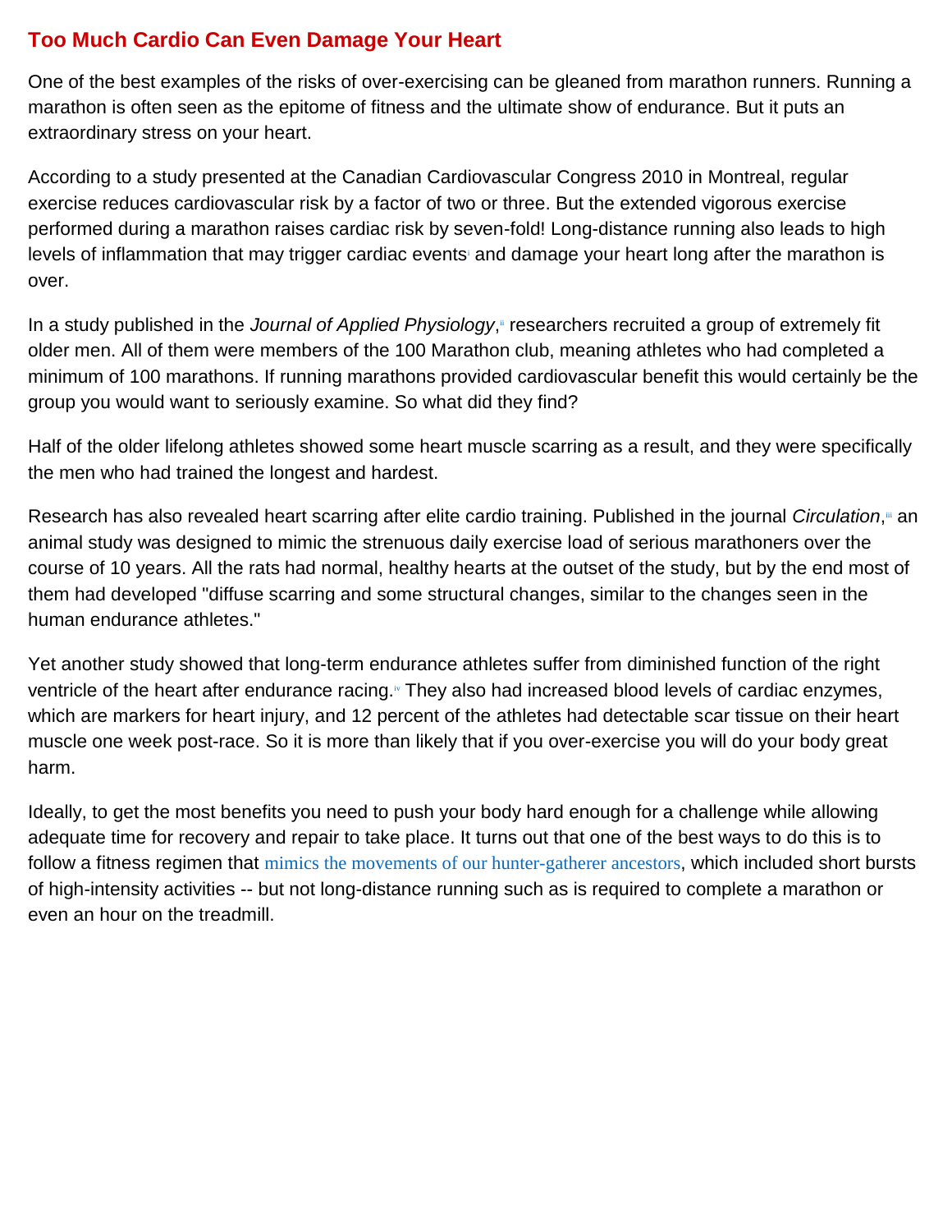## Too Much Cardio Can Even Damage Your Heart

One of the best examples of the risks of over-exercising can be gleaned from marathon runners. Running a marathon is often seen as the epitome of fitness and the ultimate show of endurance. But it puts an extraordinary stress on your heart.

According to a study presented at the Canadian Cardiovascular Congress 2010 in Montreal, regular exercise reduces cardiovascular risk by a factor of two or three. But the extended vigorous exercise performed during a marathon raises cardiac risk by seven-fold! Long-distance running also leads to high levels of inflammation that may trigger cardiac events[i] and damage your heart long after the marathon is over.

In a study published in the *Journal of Applied Physiology*,[ii] researchers recruited a group of extremely fit older men. All of them were members of the 100 Marathon club, meaning athletes who had completed a minimum of 100 marathons. If running marathons provided cardiovascular benefit this would certainly be the group you would want to seriously examine. So what did they find?

Half of the older lifelong athletes showed some heart muscle scarring as a result, and they were specifically the men who had trained the longest and hardest.

Research has also revealed heart scarring after elite cardio training. Published in the journal *Circulation*,[iii] an animal study was designed to mimic the strenuous daily exercise load of serious marathoners over the course of 10 years. All the rats had normal, healthy hearts at the outset of the study, but by the end most of them had developed "diffuse scarring and some structural changes, similar to the changes seen in the human endurance athletes."

Yet another study showed that long-term endurance athletes suffer from diminished function of the right ventricle of the heart after endurance racing.[iv] They also had increased blood levels of cardiac enzymes, which are markers for heart injury, and 12 percent of the athletes had detectable scar tissue on their heart muscle one week post-race. So it is more than likely that if you over-exercise you will do your body great harm.

Ideally, to get the most benefits you need to push your body hard enough for a challenge while allowing adequate time for recovery and repair to take place. It turns out that one of the best ways to do this is to follow a fitness regimen that mimics the movements of our hunter-gatherer ancestors, which included short bursts of high-intensity activities -- but not long-distance running such as is required to complete a marathon or even an hour on the treadmill.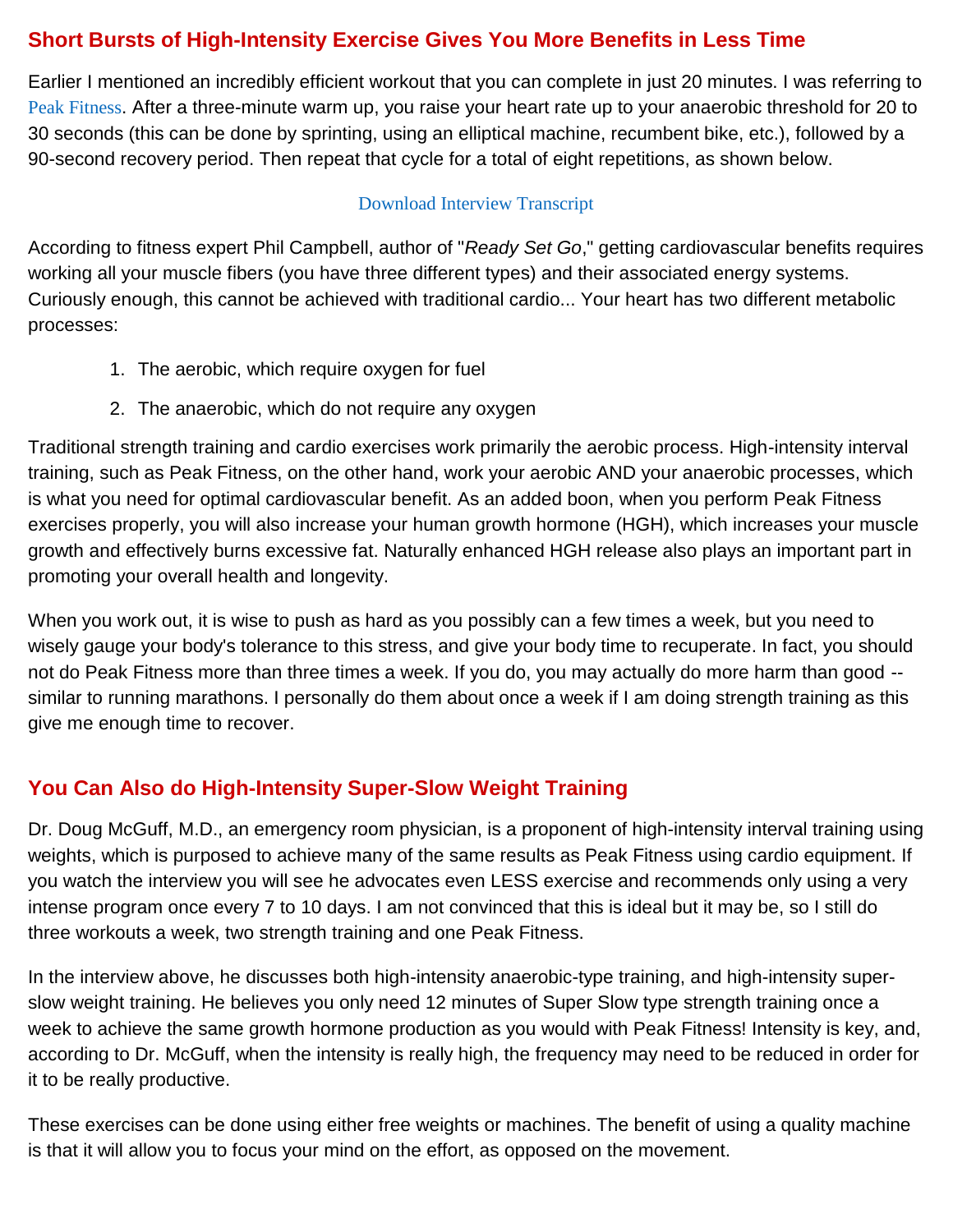## Short Bursts of High-Intensity Exercise Gives You More Benefits in Less Time

Earlier I mentioned an incredibly efficient workout that you can complete in just 20 minutes. I was referring to Peak Fitness. After a three-minute warm up, you raise your heart rate up to your anaerobic threshold for 20 to 30 seconds (this can be done by sprinting, using an elliptical machine, recumbent bike, etc.), followed by a 90-second recovery period. Then repeat that cycle for a total of eight repetitions, as shown below.

Download Interview Transcript

According to fitness expert Phil Campbell, author of "*Ready Set Go*," getting cardiovascular benefits requires working all your muscle fibers (you have three different types) and their associated energy systems. Curiously enough, this cannot be achieved with traditional cardio... Your heart has two different metabolic processes:

1. The aerobic, which require oxygen for fuel
2. The anaerobic, which do not require any oxygen

Traditional strength training and cardio exercises work primarily the aerobic process. High-intensity interval training, such as Peak Fitness, on the other hand, work your aerobic AND your anaerobic processes, which is what you need for optimal cardiovascular benefit. As an added boon, when you perform Peak Fitness exercises properly, you will also increase your human growth hormone (HGH), which increases your muscle growth and effectively burns excessive fat. Naturally enhanced HGH release also plays an important part in promoting your overall health and longevity.

When you work out, it is wise to push as hard as you possibly can a few times a week, but you need to wisely gauge your body's tolerance to this stress, and give your body time to recuperate. In fact, you should not do Peak Fitness more than three times a week. If you do, you may actually do more harm than good -- similar to running marathons. I personally do them about once a week if I am doing strength training as this give me enough time to recover.

## You Can Also do High-Intensity Super-Slow Weight Training

Dr. Doug McGuff, M.D., an emergency room physician, is a proponent of high-intensity interval training using weights, which is purposed to achieve many of the same results as Peak Fitness using cardio equipment. If you watch the interview you will see he advocates even LESS exercise and recommends only using a very intense program once every 7 to 10 days. I am not convinced that this is ideal but it may be, so I still do three workouts a week, two strength training and one Peak Fitness.

In the interview above, he discusses both high-intensity anaerobic-type training, and high-intensity super-slow weight training. He believes you only need 12 minutes of Super Slow type strength training once a week to achieve the same growth hormone production as you would with Peak Fitness! Intensity is key, and, according to Dr. McGuff, when the intensity is really high, the frequency may need to be reduced in order for it to be really productive.

These exercises can be done using either free weights or machines. The benefit of using a quality machine is that it will allow you to focus your mind on the effort, as opposed on the movement.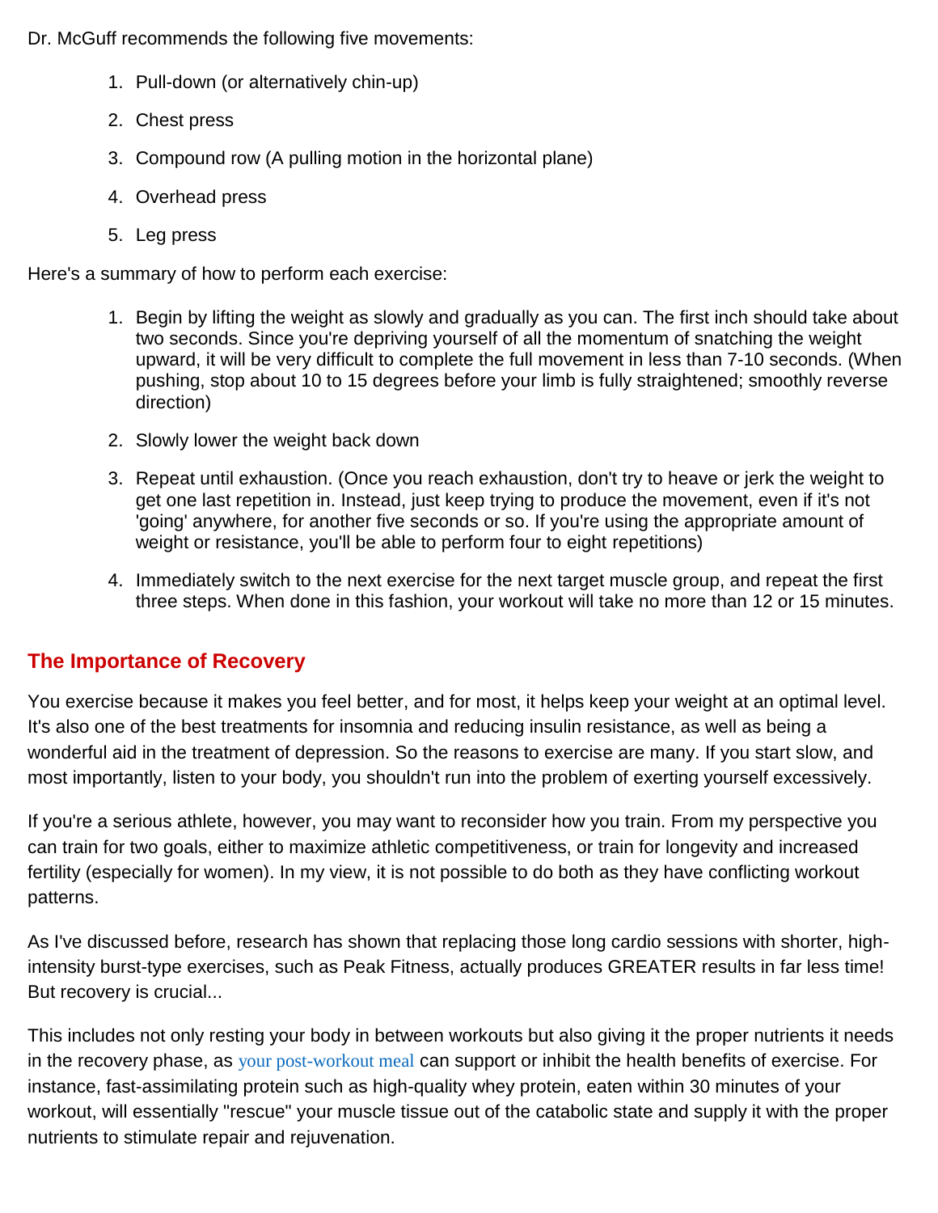Dr. McGuff recommends the following five movements:

1. Pull-down (or alternatively chin-up)
2. Chest press
3. Compound row (A pulling motion in the horizontal plane)
4. Overhead press
5. Leg press

Here's a summary of how to perform each exercise:

1. Begin by lifting the weight as slowly and gradually as you can. The first inch should take about two seconds. Since you're depriving yourself of all the momentum of snatching the weight upward, it will be very difficult to complete the full movement in less than 7-10 seconds. (When pushing, stop about 10 to 15 degrees before your limb is fully straightened; smoothly reverse direction)
2. Slowly lower the weight back down
3. Repeat until exhaustion. (Once you reach exhaustion, don't try to heave or jerk the weight to get one last repetition in. Instead, just keep trying to produce the movement, even if it's not 'going' anywhere, for another five seconds or so. If you're using the appropriate amount of weight or resistance, you'll be able to perform four to eight repetitions)
4. Immediately switch to the next exercise for the next target muscle group, and repeat the first three steps. When done in this fashion, your workout will take no more than 12 or 15 minutes.

## The Importance of Recovery

You exercise because it makes you feel better, and for most, it helps keep your weight at an optimal level. It's also one of the best treatments for insomnia and reducing insulin resistance, as well as being a wonderful aid in the treatment of depression. So the reasons to exercise are many. If you start slow, and most importantly, listen to your body, you shouldn't run into the problem of exerting yourself excessively.

If you're a serious athlete, however, you may want to reconsider how you train. From my perspective you can train for two goals, either to maximize athletic competitiveness, or train for longevity and increased fertility (especially for women). In my view, it is not possible to do both as they have conflicting workout patterns.

As I've discussed before, research has shown that replacing those long cardio sessions with shorter, high-intensity burst-type exercises, such as Peak Fitness, actually produces GREATER results in far less time! But recovery is crucial...

This includes not only resting your body in between workouts but also giving it the proper nutrients it needs in the recovery phase, as your post-workout meal can support or inhibit the health benefits of exercise. For instance, fast-assimilating protein such as high-quality whey protein, eaten within 30 minutes of your workout, will essentially "rescue" your muscle tissue out of the catabolic state and supply it with the proper nutrients to stimulate repair and rejuvenation.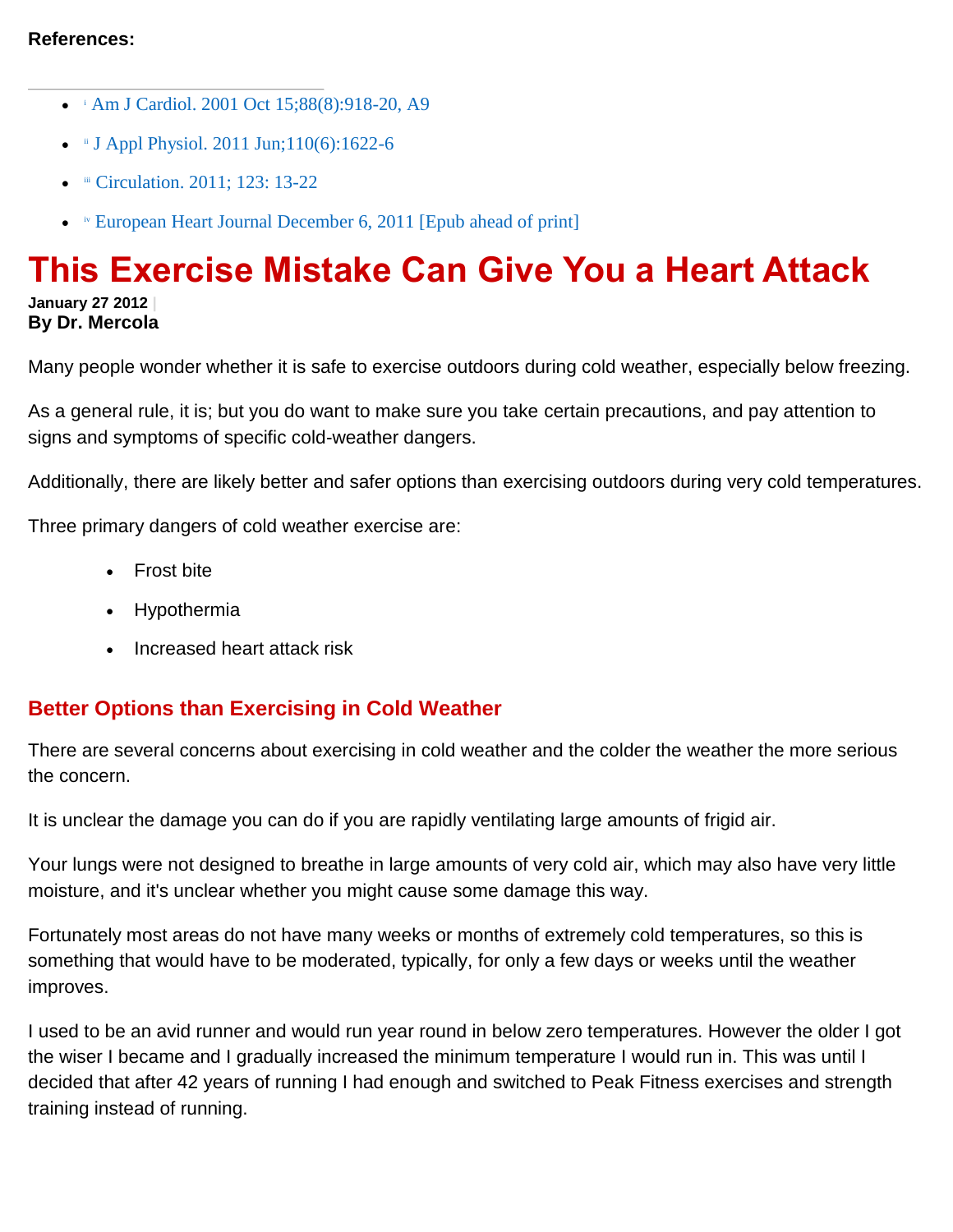**References:**

- [i] Am J Cardiol. 2001 Oct 15;88(8):918-20, A9
- [ii] J Appl Physiol. 2011 Jun;110(6):1622-6
- [iii] Circulation. 2011; 123: 13-22
- [iv] European Heart Journal December 6, 2011 [Epub ahead of print]

# This Exercise Mistake Can Give You a Heart Attack

**January 27 2012** |
**By Dr. Mercola**

Many people wonder whether it is safe to exercise outdoors during cold weather, especially below freezing.

As a general rule, it is; but you do want to make sure you take certain precautions, and pay attention to signs and symptoms of specific cold-weather dangers.

Additionally, there are likely better and safer options than exercising outdoors during very cold temperatures.

Three primary dangers of cold weather exercise are:

- Frost bite
- Hypothermia
- Increased heart attack risk

## Better Options than Exercising in Cold Weather

There are several concerns about exercising in cold weather and the colder the weather the more serious the concern.

It is unclear the damage you can do if you are rapidly ventilating large amounts of frigid air.

Your lungs were not designed to breathe in large amounts of very cold air, which may also have very little moisture, and it's unclear whether you might cause some damage this way.

Fortunately most areas do not have many weeks or months of extremely cold temperatures, so this is something that would have to be moderated, typically, for only a few days or weeks until the weather improves.

I used to be an avid runner and would run year round in below zero temperatures. However the older I got the wiser I became and I gradually increased the minimum temperature I would run in. This was until I decided that after 42 years of running I had enough and switched to Peak Fitness exercises and strength training instead of running.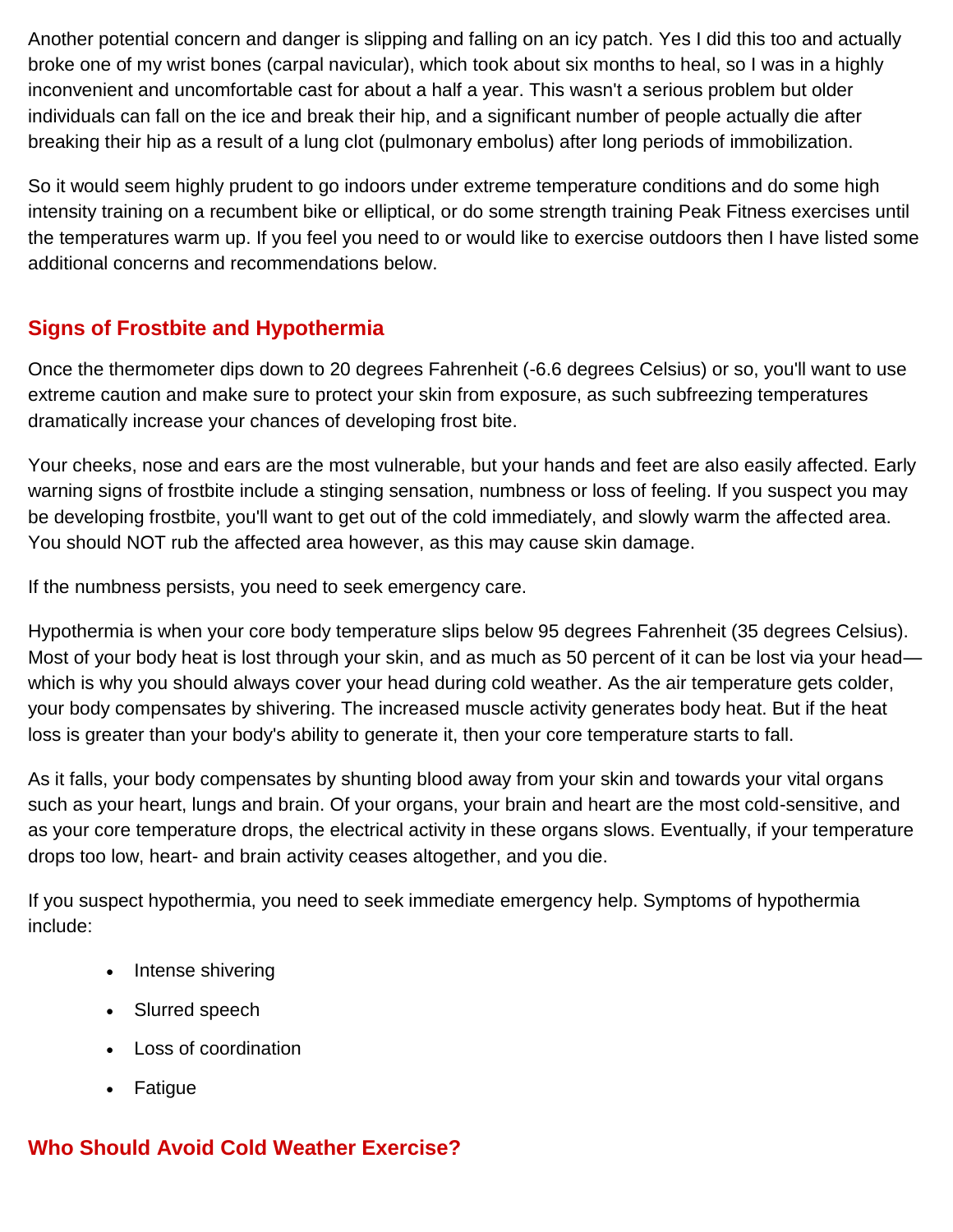Another potential concern and danger is slipping and falling on an icy patch. Yes I did this too and actually broke one of my wrist bones (carpal navicular), which took about six months to heal, so I was in a highly inconvenient and uncomfortable cast for about a half a year. This wasn't a serious problem but older individuals can fall on the ice and break their hip, and a significant number of people actually die after breaking their hip as a result of a lung clot (pulmonary embolus) after long periods of immobilization.

So it would seem highly prudent to go indoors under extreme temperature conditions and do some high intensity training on a recumbent bike or elliptical, or do some strength training Peak Fitness exercises until the temperatures warm up. If you feel you need to or would like to exercise outdoors then I have listed some additional concerns and recommendations below.

## Signs of Frostbite and Hypothermia

Once the thermometer dips down to 20 degrees Fahrenheit (-6.6 degrees Celsius) or so, you'll want to use extreme caution and make sure to protect your skin from exposure, as such subfreezing temperatures dramatically increase your chances of developing frost bite.

Your cheeks, nose and ears are the most vulnerable, but your hands and feet are also easily affected. Early warning signs of frostbite include a stinging sensation, numbness or loss of feeling. If you suspect you may be developing frostbite, you'll want to get out of the cold immediately, and slowly warm the affected area. You should NOT rub the affected area however, as this may cause skin damage.

If the numbness persists, you need to seek emergency care.

Hypothermia is when your core body temperature slips below 95 degrees Fahrenheit (35 degrees Celsius). Most of your body heat is lost through your skin, and as much as 50 percent of it can be lost via your head—which is why you should always cover your head during cold weather. As the air temperature gets colder, your body compensates by shivering. The increased muscle activity generates body heat. But if the heat loss is greater than your body's ability to generate it, then your core temperature starts to fall.

As it falls, your body compensates by shunting blood away from your skin and towards your vital organs such as your heart, lungs and brain. Of your organs, your brain and heart are the most cold-sensitive, and as your core temperature drops, the electrical activity in these organs slows. Eventually, if your temperature drops too low, heart- and brain activity ceases altogether, and you die.

If you suspect hypothermia, you need to seek immediate emergency help. Symptoms of hypothermia include:

- Intense shivering
- Slurred speech
- Loss of coordination
- Fatigue

## Who Should Avoid Cold Weather Exercise?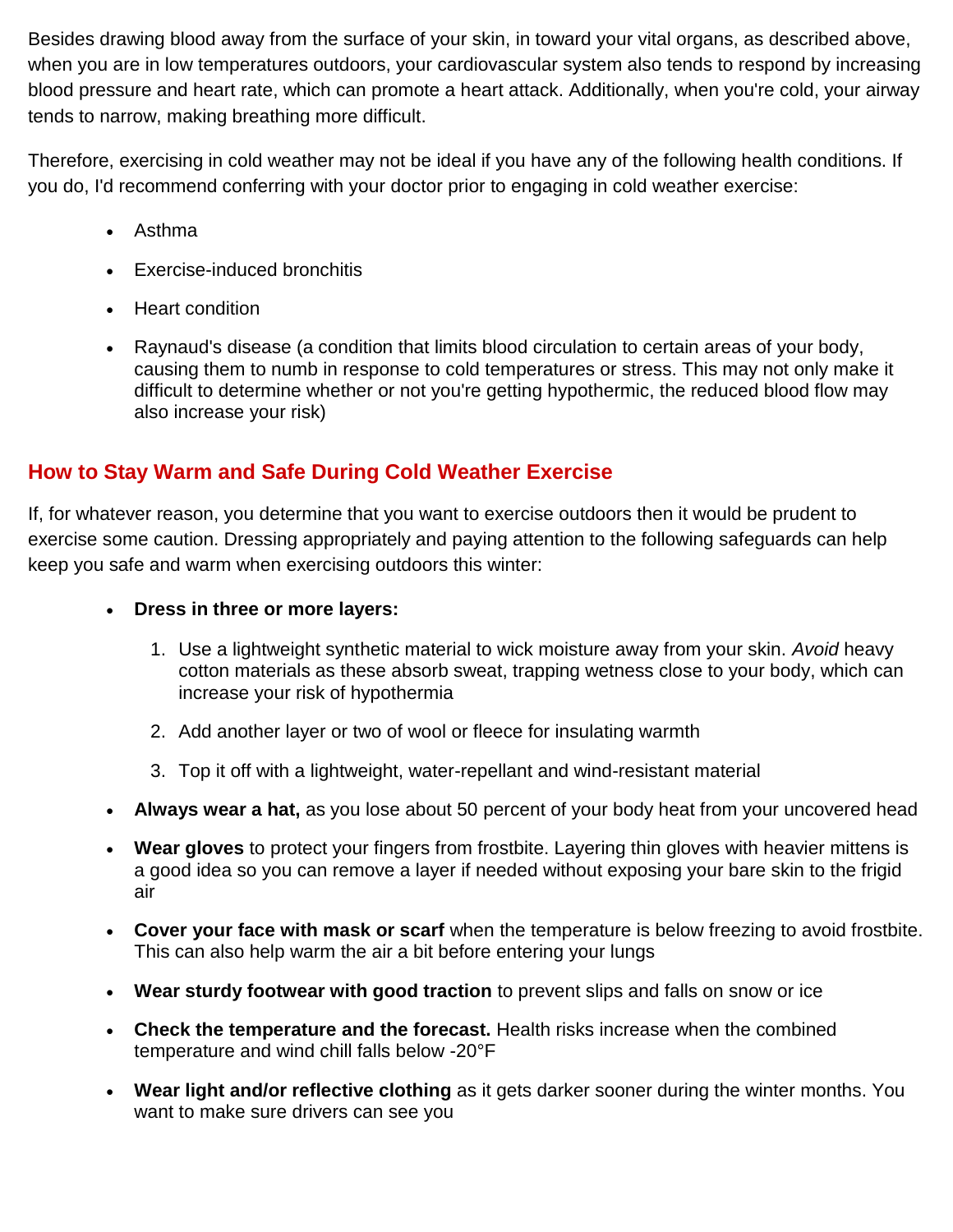Besides drawing blood away from the surface of your skin, in toward your vital organs, as described above, when you are in low temperatures outdoors, your cardiovascular system also tends to respond by increasing blood pressure and heart rate, which can promote a heart attack. Additionally, when you're cold, your airway tends to narrow, making breathing more difficult.

Therefore, exercising in cold weather may not be ideal if you have any of the following health conditions. If you do, I'd recommend conferring with your doctor prior to engaging in cold weather exercise:

- Asthma
- Exercise-induced bronchitis
- Heart condition
- Raynaud's disease (a condition that limits blood circulation to certain areas of your body, causing them to numb in response to cold temperatures or stress. This may not only make it difficult to determine whether or not you're getting hypothermic, the reduced blood flow may also increase your risk)

## How to Stay Warm and Safe During Cold Weather Exercise

If, for whatever reason, you determine that you want to exercise outdoors then it would be prudent to exercise some caution. Dressing appropriately and paying attention to the following safeguards can help keep you safe and warm when exercising outdoors this winter:

- **Dress in three or more layers:**
  1. Use a lightweight synthetic material to wick moisture away from your skin. *Avoid* heavy cotton materials as these absorb sweat, trapping wetness close to your body, which can increase your risk of hypothermia
  2. Add another layer or two of wool or fleece for insulating warmth
  3. Top it off with a lightweight, water-repellant and wind-resistant material
- **Always wear a hat,** as you lose about 50 percent of your body heat from your uncovered head
- **Wear gloves** to protect your fingers from frostbite. Layering thin gloves with heavier mittens is a good idea so you can remove a layer if needed without exposing your bare skin to the frigid air
- **Cover your face with mask or scarf** when the temperature is below freezing to avoid frostbite. This can also help warm the air a bit before entering your lungs
- **Wear sturdy footwear with good traction** to prevent slips and falls on snow or ice
- **Check the temperature and the forecast.** Health risks increase when the combined temperature and wind chill falls below -20°F
- **Wear light and/or reflective clothing** as it gets darker sooner during the winter months. You want to make sure drivers can see you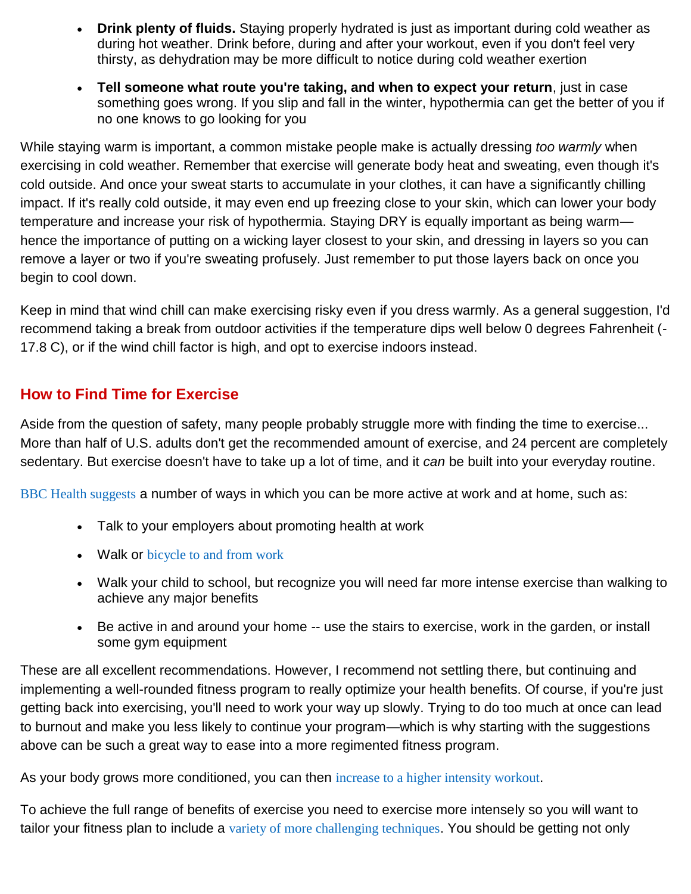- **Drink plenty of fluids.** Staying properly hydrated is just as important during cold weather as during hot weather. Drink before, during and after your workout, even if you don't feel very thirsty, as dehydration may be more difficult to notice during cold weather exertion
- **Tell someone what route you're taking, and when to expect your return**, just in case something goes wrong. If you slip and fall in the winter, hypothermia can get the better of you if no one knows to go looking for you

While staying warm is important, a common mistake people make is actually dressing *too warmly* when exercising in cold weather. Remember that exercise will generate body heat and sweating, even though it's cold outside. And once your sweat starts to accumulate in your clothes, it can have a significantly chilling impact. If it's really cold outside, it may even end up freezing close to your skin, which can lower your body temperature and increase your risk of hypothermia. Staying DRY is equally important as being warm—hence the importance of putting on a wicking layer closest to your skin, and dressing in layers so you can remove a layer or two if you're sweating profusely. Just remember to put those layers back on once you begin to cool down.

Keep in mind that wind chill can make exercising risky even if you dress warmly. As a general suggestion, I'd recommend taking a break from outdoor activities if the temperature dips well below 0 degrees Fahrenheit (-17.8 C), or if the wind chill factor is high, and opt to exercise indoors instead.

## How to Find Time for Exercise

Aside from the question of safety, many people probably struggle more with finding the time to exercise... More than half of U.S. adults don't get the recommended amount of exercise, and 24 percent are completely sedentary. But exercise doesn't have to take up a lot of time, and it *can* be built into your everyday routine.

BBC Health suggests a number of ways in which you can be more active at work and at home, such as:

- Talk to your employers about promoting health at work
- Walk or bicycle to and from work
- Walk your child to school, but recognize you will need far more intense exercise than walking to achieve any major benefits
- Be active in and around your home -- use the stairs to exercise, work in the garden, or install some gym equipment

These are all excellent recommendations. However, I recommend not settling there, but continuing and implementing a well-rounded fitness program to really optimize your health benefits. Of course, if you're just getting back into exercising, you'll need to work your way up slowly. Trying to do too much at once can lead to burnout and make you less likely to continue your program—which is why starting with the suggestions above can be such a great way to ease into a more regimented fitness program.

As your body grows more conditioned, you can then increase to a higher intensity workout.

To achieve the full range of benefits of exercise you need to exercise more intensely so you will want to tailor your fitness plan to include a variety of more challenging techniques. You should be getting not only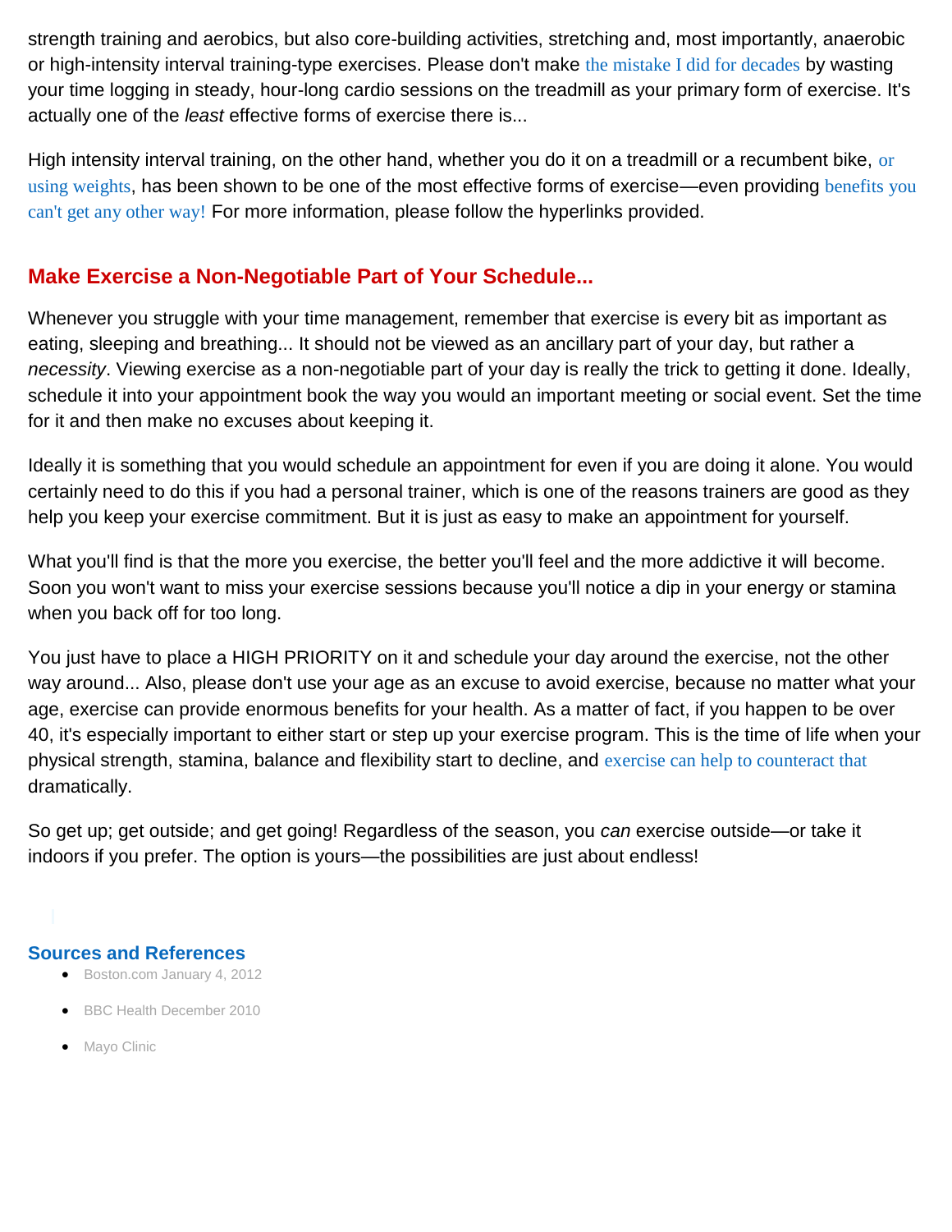strength training and aerobics, but also core-building activities, stretching and, most importantly, anaerobic or high-intensity interval training-type exercises. Please don't make the mistake I did for decades by wasting your time logging in steady, hour-long cardio sessions on the treadmill as your primary form of exercise. It's actually one of the *least* effective forms of exercise there is...

High intensity interval training, on the other hand, whether you do it on a treadmill or a recumbent bike, or using weights, has been shown to be one of the most effective forms of exercise—even providing benefits you can't get any other way! For more information, please follow the hyperlinks provided.

## Make Exercise a Non-Negotiable Part of Your Schedule...

Whenever you struggle with your time management, remember that exercise is every bit as important as eating, sleeping and breathing... It should not be viewed as an ancillary part of your day, but rather a *necessity*. Viewing exercise as a non-negotiable part of your day is really the trick to getting it done. Ideally, schedule it into your appointment book the way you would an important meeting or social event. Set the time for it and then make no excuses about keeping it.

Ideally it is something that you would schedule an appointment for even if you are doing it alone. You would certainly need to do this if you had a personal trainer, which is one of the reasons trainers are good as they help you keep your exercise commitment. But it is just as easy to make an appointment for yourself.

What you'll find is that the more you exercise, the better you'll feel and the more addictive it will become. Soon you won't want to miss your exercise sessions because you'll notice a dip in your energy or stamina when you back off for too long.

You just have to place a HIGH PRIORITY on it and schedule your day around the exercise, not the other way around... Also, please don't use your age as an excuse to avoid exercise, because no matter what your age, exercise can provide enormous benefits for your health. As a matter of fact, if you happen to be over 40, it's especially important to either start or step up your exercise program. This is the time of life when your physical strength, stamina, balance and flexibility start to decline, and exercise can help to counteract that dramatically.

So get up; get outside; and get going! Regardless of the season, you *can* exercise outside—or take it indoors if you prefer. The option is yours—the possibilities are just about endless!

### Sources and References

- Boston.com January 4, 2012
- BBC Health December 2010
- Mayo Clinic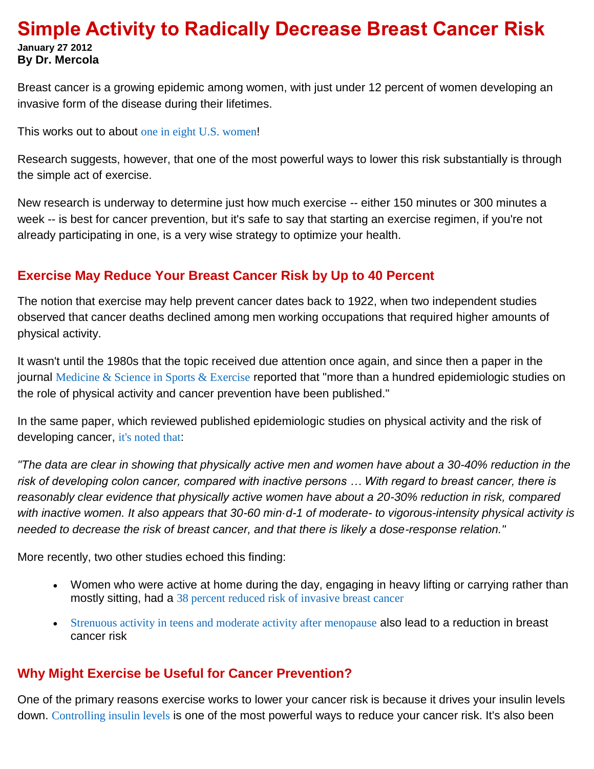# Simple Activity to Radically Decrease Breast Cancer Risk

**January 27 2012**
**By Dr. Mercola**

Breast cancer is a growing epidemic among women, with just under 12 percent of women developing an invasive form of the disease during their lifetimes.

This works out to about one in eight U.S. women!

Research suggests, however, that one of the most powerful ways to lower this risk substantially is through the simple act of exercise.

New research is underway to determine just how much exercise -- either 150 minutes or 300 minutes a week -- is best for cancer prevention, but it's safe to say that starting an exercise regimen, if you're not already participating in one, is a very wise strategy to optimize your health.

## Exercise May Reduce Your Breast Cancer Risk by Up to 40 Percent

The notion that exercise may help prevent cancer dates back to 1922, when two independent studies observed that cancer deaths declined among men working occupations that required higher amounts of physical activity.

It wasn't until the 1980s that the topic received due attention once again, and since then a paper in the journal Medicine & Science in Sports & Exercise reported that "more than a hundred epidemiologic studies on the role of physical activity and cancer prevention have been published."

In the same paper, which reviewed published epidemiologic studies on physical activity and the risk of developing cancer, it's noted that:

*"The data are clear in showing that physically active men and women have about a 30-40% reduction in the risk of developing colon cancer, compared with inactive persons … With regard to breast cancer, there is reasonably clear evidence that physically active women have about a 20-30% reduction in risk, compared with inactive women. It also appears that 30-60 min·d-1 of moderate- to vigorous-intensity physical activity is needed to decrease the risk of breast cancer, and that there is likely a dose-response relation."*

More recently, two other studies echoed this finding:

- Women who were active at home during the day, engaging in heavy lifting or carrying rather than mostly sitting, had a 38 percent reduced risk of invasive breast cancer
- Strenuous activity in teens and moderate activity after menopause also lead to a reduction in breast cancer risk

## Why Might Exercise be Useful for Cancer Prevention?

One of the primary reasons exercise works to lower your cancer risk is because it drives your insulin levels down. Controlling insulin levels is one of the most powerful ways to reduce your cancer risk. It's also been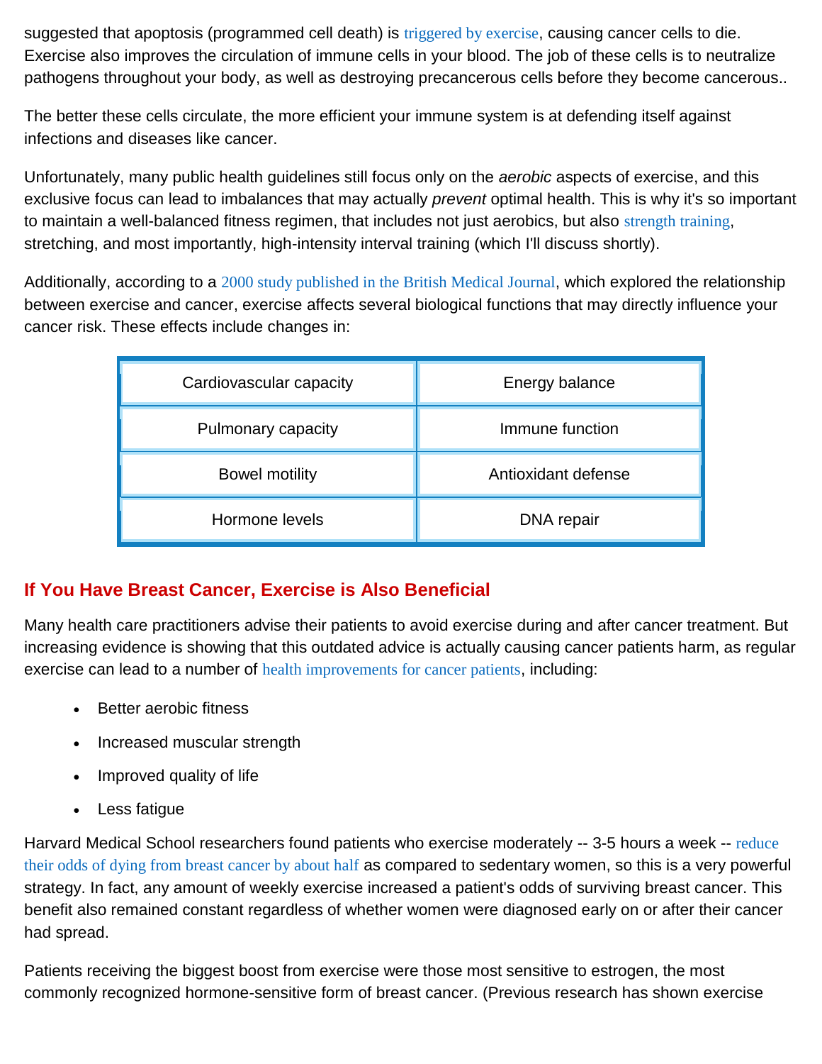suggested that apoptosis (programmed cell death) is triggered by exercise, causing cancer cells to die. Exercise also improves the circulation of immune cells in your blood. The job of these cells is to neutralize pathogens throughout your body, as well as destroying precancerous cells before they become cancerous..

The better these cells circulate, the more efficient your immune system is at defending itself against infections and diseases like cancer.

Unfortunately, many public health guidelines still focus only on the *aerobic* aspects of exercise, and this exclusive focus can lead to imbalances that may actually *prevent* optimal health. This is why it's so important to maintain a well-balanced fitness regimen, that includes not just aerobics, but also strength training, stretching, and most importantly, high-intensity interval training (which I'll discuss shortly).

Additionally, according to a 2000 study published in the British Medical Journal, which explored the relationship between exercise and cancer, exercise affects several biological functions that may directly influence your cancer risk. These effects include changes in:

| | |
|---|---|
| Cardiovascular capacity | Energy balance |
| Pulmonary capacity | Immune function |
| Bowel motility | Antioxidant defense |
| Hormone levels | DNA repair |

## If You Have Breast Cancer, Exercise is Also Beneficial

Many health care practitioners advise their patients to avoid exercise during and after cancer treatment. But increasing evidence is showing that this outdated advice is actually causing cancer patients harm, as regular exercise can lead to a number of health improvements for cancer patients, including:

- Better aerobic fitness
- Increased muscular strength
- Improved quality of life
- Less fatigue

Harvard Medical School researchers found patients who exercise moderately -- 3-5 hours a week -- reduce their odds of dying from breast cancer by about half as compared to sedentary women, so this is a very powerful strategy. In fact, any amount of weekly exercise increased a patient's odds of surviving breast cancer. This benefit also remained constant regardless of whether women were diagnosed early on or after their cancer had spread.

Patients receiving the biggest boost from exercise were those most sensitive to estrogen, the most commonly recognized hormone-sensitive form of breast cancer. (Previous research has shown exercise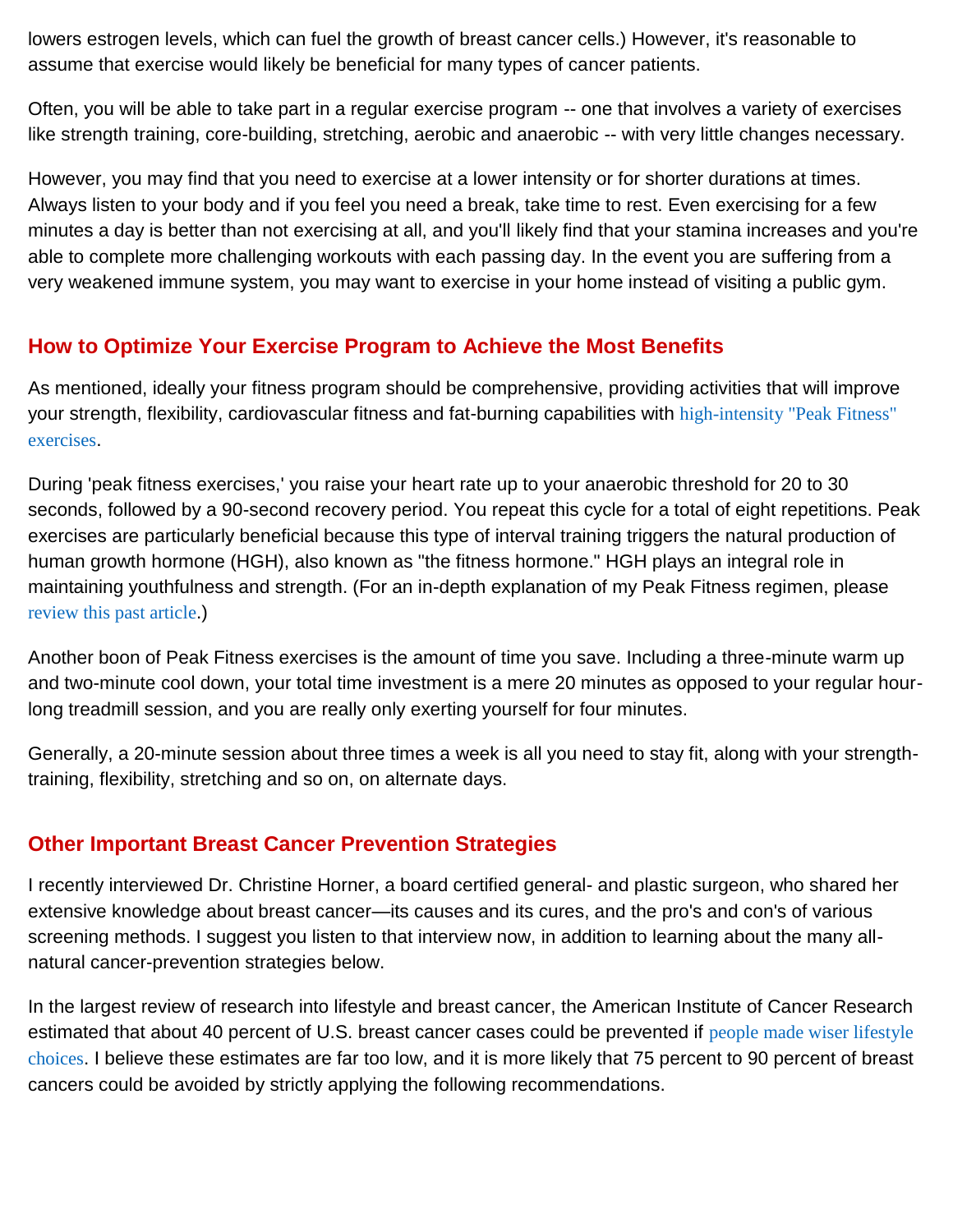lowers estrogen levels, which can fuel the growth of breast cancer cells.) However, it's reasonable to assume that exercise would likely be beneficial for many types of cancer patients.

Often, you will be able to take part in a regular exercise program -- one that involves a variety of exercises like strength training, core-building, stretching, aerobic and anaerobic -- with very little changes necessary.

However, you may find that you need to exercise at a lower intensity or for shorter durations at times. Always listen to your body and if you feel you need a break, take time to rest. Even exercising for a few minutes a day is better than not exercising at all, and you'll likely find that your stamina increases and you're able to complete more challenging workouts with each passing day. In the event you are suffering from a very weakened immune system, you may want to exercise in your home instead of visiting a public gym.

## How to Optimize Your Exercise Program to Achieve the Most Benefits

As mentioned, ideally your fitness program should be comprehensive, providing activities that will improve your strength, flexibility, cardiovascular fitness and fat-burning capabilities with high-intensity "Peak Fitness" exercises.

During 'peak fitness exercises,' you raise your heart rate up to your anaerobic threshold for 20 to 30 seconds, followed by a 90-second recovery period. You repeat this cycle for a total of eight repetitions. Peak exercises are particularly beneficial because this type of interval training triggers the natural production of human growth hormone (HGH), also known as "the fitness hormone." HGH plays an integral role in maintaining youthfulness and strength. (For an in-depth explanation of my Peak Fitness regimen, please review this past article.)

Another boon of Peak Fitness exercises is the amount of time you save. Including a three-minute warm up and two-minute cool down, your total time investment is a mere 20 minutes as opposed to your regular hour-long treadmill session, and you are really only exerting yourself for four minutes.

Generally, a 20-minute session about three times a week is all you need to stay fit, along with your strength-training, flexibility, stretching and so on, on alternate days.

## Other Important Breast Cancer Prevention Strategies

I recently interviewed Dr. Christine Horner, a board certified general- and plastic surgeon, who shared her extensive knowledge about breast cancer—its causes and its cures, and the pro's and con's of various screening methods. I suggest you listen to that interview now, in addition to learning about the many all-natural cancer-prevention strategies below.

In the largest review of research into lifestyle and breast cancer, the American Institute of Cancer Research estimated that about 40 percent of U.S. breast cancer cases could be prevented if people made wiser lifestyle choices. I believe these estimates are far too low, and it is more likely that 75 percent to 90 percent of breast cancers could be avoided by strictly applying the following recommendations.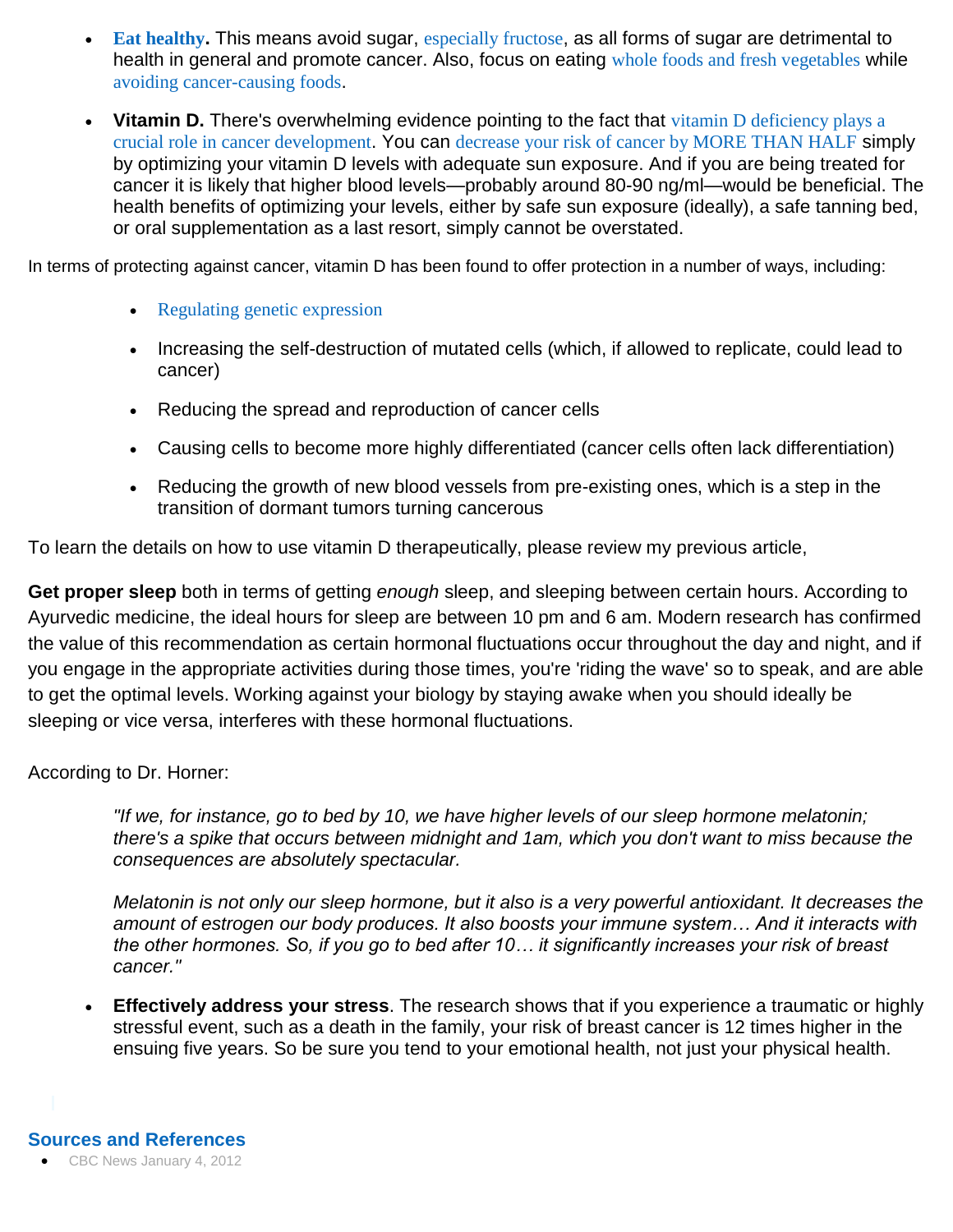- **Eat healthy.** This means avoid sugar, especially fructose, as all forms of sugar are detrimental to health in general and promote cancer. Also, focus on eating whole foods and fresh vegetables while avoiding cancer-causing foods.
- **Vitamin D.** There's overwhelming evidence pointing to the fact that vitamin D deficiency plays a crucial role in cancer development. You can decrease your risk of cancer by MORE THAN HALF simply by optimizing your vitamin D levels with adequate sun exposure. And if you are being treated for cancer it is likely that higher blood levels—probably around 80-90 ng/ml—would be beneficial. The health benefits of optimizing your levels, either by safe sun exposure (ideally), a safe tanning bed, or oral supplementation as a last resort, simply cannot be overstated.

In terms of protecting against cancer, vitamin D has been found to offer protection in a number of ways, including:

- Regulating genetic expression
- Increasing the self-destruction of mutated cells (which, if allowed to replicate, could lead to cancer)
- Reducing the spread and reproduction of cancer cells
- Causing cells to become more highly differentiated (cancer cells often lack differentiation)
- Reducing the growth of new blood vessels from pre-existing ones, which is a step in the transition of dormant tumors turning cancerous

To learn the details on how to use vitamin D therapeutically, please review my previous article,

**Get proper sleep** both in terms of getting *enough* sleep, and sleeping between certain hours. According to Ayurvedic medicine, the ideal hours for sleep are between 10 pm and 6 am. Modern research has confirmed the value of this recommendation as certain hormonal fluctuations occur throughout the day and night, and if you engage in the appropriate activities during those times, you're 'riding the wave' so to speak, and are able to get the optimal levels. Working against your biology by staying awake when you should ideally be sleeping or vice versa, interferes with these hormonal fluctuations.

According to Dr. Horner:

> *"If we, for instance, go to bed by 10, we have higher levels of our sleep hormone melatonin; there's a spike that occurs between midnight and 1am, which you don't want to miss because the consequences are absolutely spectacular.*
>
> *Melatonin is not only our sleep hormone, but it also is a very powerful antioxidant. It decreases the amount of estrogen our body produces. It also boosts your immune system… And it interacts with the other hormones. So, if you go to bed after 10… it significantly increases your risk of breast cancer."*

- **Effectively address your stress**. The research shows that if you experience a traumatic or highly stressful event, such as a death in the family, your risk of breast cancer is 12 times higher in the ensuing five years. So be sure you tend to your emotional health, not just your physical health.

## Sources and References

- CBC News January 4, 2012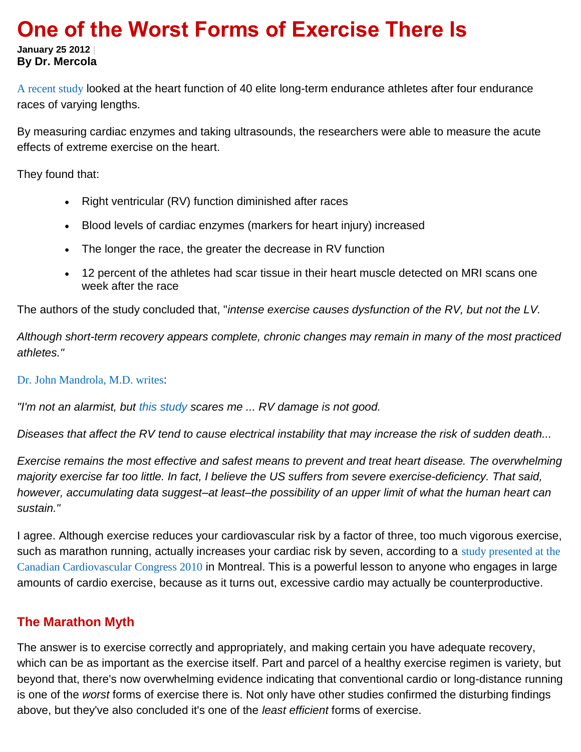# One of the Worst Forms of Exercise There Is

**January 25 2012 |**
**By Dr. Mercola**

A recent study looked at the heart function of 40 elite long-term endurance athletes after four endurance races of varying lengths.

By measuring cardiac enzymes and taking ultrasounds, the researchers were able to measure the acute effects of extreme exercise on the heart.

They found that:

- Right ventricular (RV) function diminished after races
- Blood levels of cardiac enzymes (markers for heart injury) increased
- The longer the race, the greater the decrease in RV function
- 12 percent of the athletes had scar tissue in their heart muscle detected on MRI scans one week after the race

The authors of the study concluded that, "*intense exercise causes dysfunction of the RV, but not the LV.*

*Although short-term recovery appears complete, chronic changes may remain in many of the most practiced athletes."*

Dr. John Mandrola, M.D. writes:

*"I'm not an alarmist, but this study scares me ... RV damage is not good.*

*Diseases that affect the RV tend to cause electrical instability that may increase the risk of sudden death...*

*Exercise remains the most effective and safest means to prevent and treat heart disease. The overwhelming majority exercise far too little. In fact, I believe the US suffers from severe exercise-deficiency. That said, however, accumulating data suggest–at least–the possibility of an upper limit of what the human heart can sustain."*

I agree. Although exercise reduces your cardiovascular risk by a factor of three, too much vigorous exercise, such as marathon running, actually increases your cardiac risk by seven, according to a study presented at the Canadian Cardiovascular Congress 2010 in Montreal. This is a powerful lesson to anyone who engages in large amounts of cardio exercise, because as it turns out, excessive cardio may actually be counterproductive.

## The Marathon Myth

The answer is to exercise correctly and appropriately, and making certain you have adequate recovery, which can be as important as the exercise itself. Part and parcel of a healthy exercise regimen is variety, but beyond that, there's now overwhelming evidence indicating that conventional cardio or long-distance running is one of the *worst* forms of exercise there is. Not only have other studies confirmed the disturbing findings above, but they've also concluded it's one of the *least efficient* forms of exercise.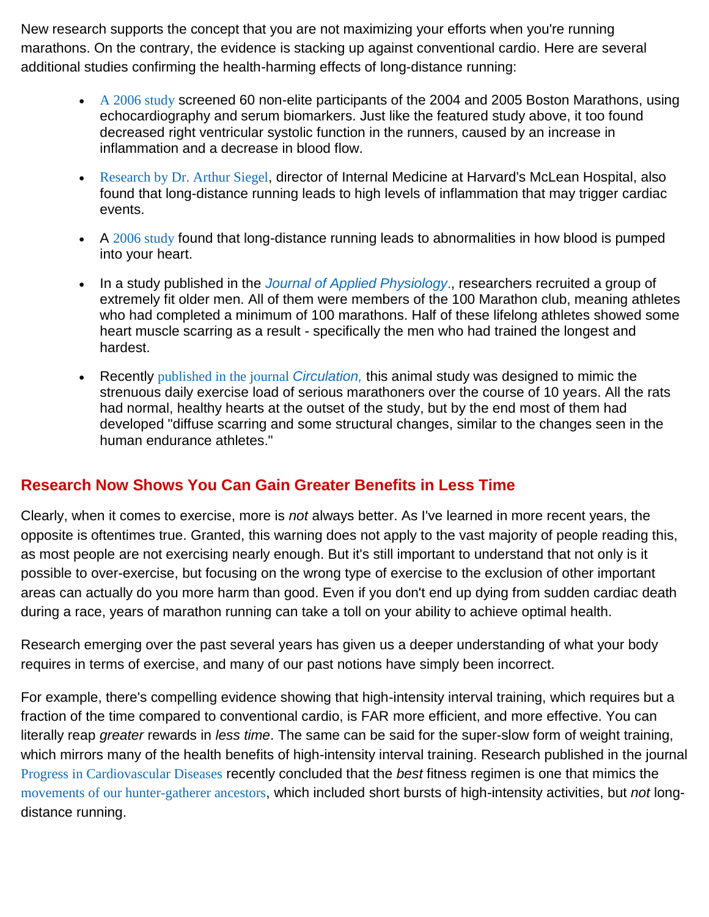New research supports the concept that you are not maximizing your efforts when you're running marathons. On the contrary, the evidence is stacking up against conventional cardio. Here are several additional studies confirming the health-harming effects of long-distance running:

- A 2006 study screened 60 non-elite participants of the 2004 and 2005 Boston Marathons, using echocardiography and serum biomarkers. Just like the featured study above, it too found decreased right ventricular systolic function in the runners, caused by an increase in inflammation and a decrease in blood flow.
- Research by Dr. Arthur Siegel, director of Internal Medicine at Harvard's McLean Hospital, also found that long-distance running leads to high levels of inflammation that may trigger cardiac events.
- A 2006 study found that long-distance running leads to abnormalities in how blood is pumped into your heart.
- In a study published in the *Journal of Applied Physiology*., researchers recruited a group of extremely fit older men. All of them were members of the 100 Marathon club, meaning athletes who had completed a minimum of 100 marathons. Half of these lifelong athletes showed some heart muscle scarring as a result - specifically the men who had trained the longest and hardest.
- Recently published in the journal *Circulation,* this animal study was designed to mimic the strenuous daily exercise load of serious marathoners over the course of 10 years. All the rats had normal, healthy hearts at the outset of the study, but by the end most of them had developed "diffuse scarring and some structural changes, similar to the changes seen in the human endurance athletes."

## Research Now Shows You Can Gain Greater Benefits in Less Time

Clearly, when it comes to exercise, more is *not* always better. As I've learned in more recent years, the opposite is oftentimes true. Granted, this warning does not apply to the vast majority of people reading this, as most people are not exercising nearly enough. But it's still important to understand that not only is it possible to over-exercise, but focusing on the wrong type of exercise to the exclusion of other important areas can actually do you more harm than good. Even if you don't end up dying from sudden cardiac death during a race, years of marathon running can take a toll on your ability to achieve optimal health.

Research emerging over the past several years has given us a deeper understanding of what your body requires in terms of exercise, and many of our past notions have simply been incorrect.

For example, there's compelling evidence showing that high-intensity interval training, which requires but a fraction of the time compared to conventional cardio, is FAR more efficient, and more effective. You can literally reap *greater* rewards in *less time*. The same can be said for the super-slow form of weight training, which mirrors many of the health benefits of high-intensity interval training. Research published in the journal Progress in Cardiovascular Diseases recently concluded that the *best* fitness regimen is one that mimics the movements of our hunter-gatherer ancestors, which included short bursts of high-intensity activities, but *not* long-distance running.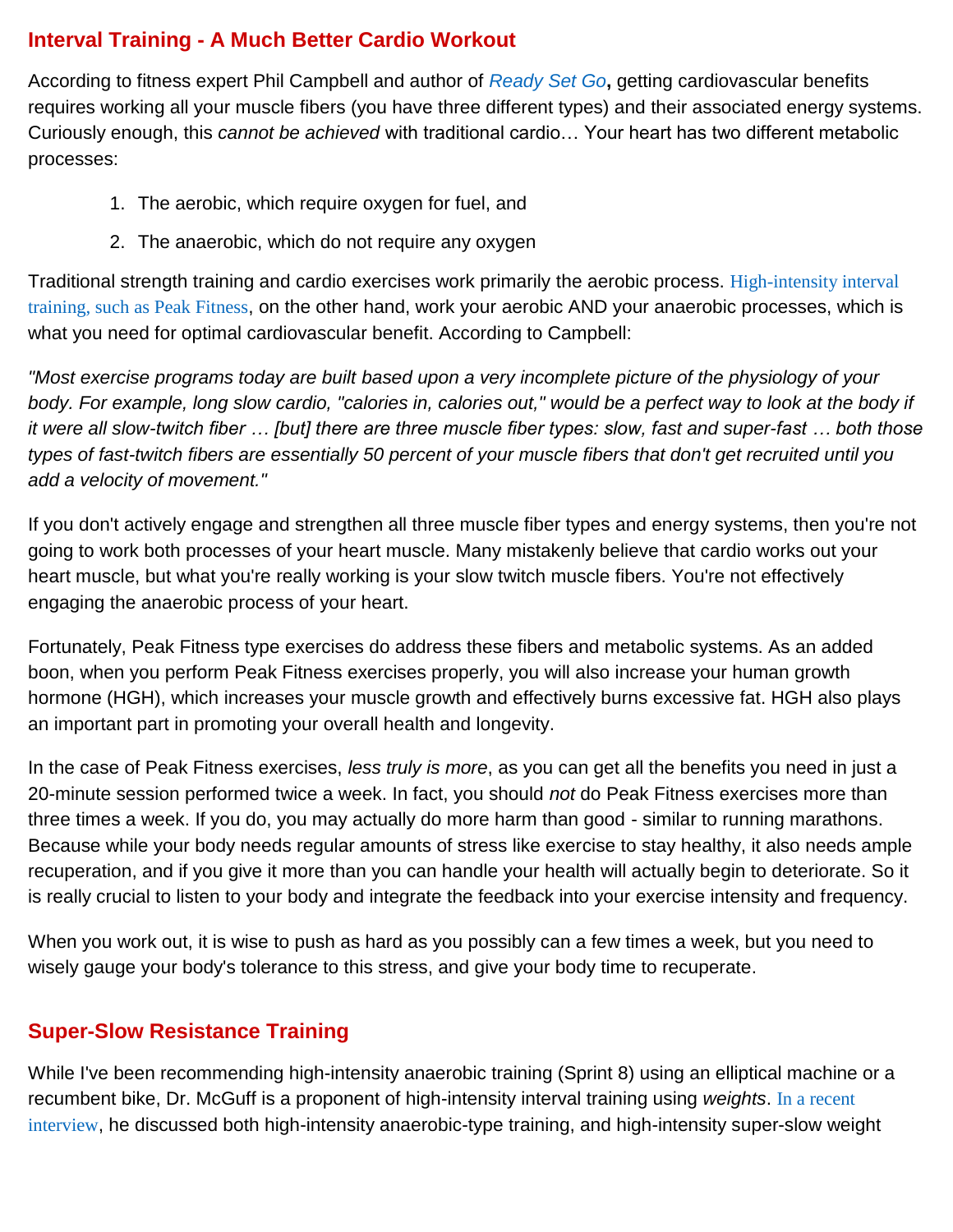## Interval Training - A Much Better Cardio Workout

According to fitness expert Phil Campbell and author of *Ready Set Go*, getting cardiovascular benefits requires working all your muscle fibers (you have three different types) and their associated energy systems. Curiously enough, this *cannot be achieved* with traditional cardio… Your heart has two different metabolic processes:

1. The aerobic, which require oxygen for fuel, and
2. The anaerobic, which do not require any oxygen

Traditional strength training and cardio exercises work primarily the aerobic process. High-intensity interval training, such as Peak Fitness, on the other hand, work your aerobic AND your anaerobic processes, which is what you need for optimal cardiovascular benefit. According to Campbell:

*"Most exercise programs today are built based upon a very incomplete picture of the physiology of your body. For example, long slow cardio, "calories in, calories out," would be a perfect way to look at the body if it were all slow-twitch fiber … [but] there are three muscle fiber types: slow, fast and super-fast … both those types of fast-twitch fibers are essentially 50 percent of your muscle fibers that don't get recruited until you add a velocity of movement."*

If you don't actively engage and strengthen all three muscle fiber types and energy systems, then you're not going to work both processes of your heart muscle. Many mistakenly believe that cardio works out your heart muscle, but what you're really working is your slow twitch muscle fibers. You're not effectively engaging the anaerobic process of your heart.

Fortunately, Peak Fitness type exercises do address these fibers and metabolic systems. As an added boon, when you perform Peak Fitness exercises properly, you will also increase your human growth hormone (HGH), which increases your muscle growth and effectively burns excessive fat. HGH also plays an important part in promoting your overall health and longevity.

In the case of Peak Fitness exercises, *less truly is more*, as you can get all the benefits you need in just a 20-minute session performed twice a week. In fact, you should *not* do Peak Fitness exercises more than three times a week. If you do, you may actually do more harm than good - similar to running marathons. Because while your body needs regular amounts of stress like exercise to stay healthy, it also needs ample recuperation, and if you give it more than you can handle your health will actually begin to deteriorate. So it is really crucial to listen to your body and integrate the feedback into your exercise intensity and frequency.

When you work out, it is wise to push as hard as you possibly can a few times a week, but you need to wisely gauge your body's tolerance to this stress, and give your body time to recuperate.

## Super-Slow Resistance Training

While I've been recommending high-intensity anaerobic training (Sprint 8) using an elliptical machine or a recumbent bike, Dr. McGuff is a proponent of high-intensity interval training using *weights*. In a recent interview, he discussed both high-intensity anaerobic-type training, and high-intensity super-slow weight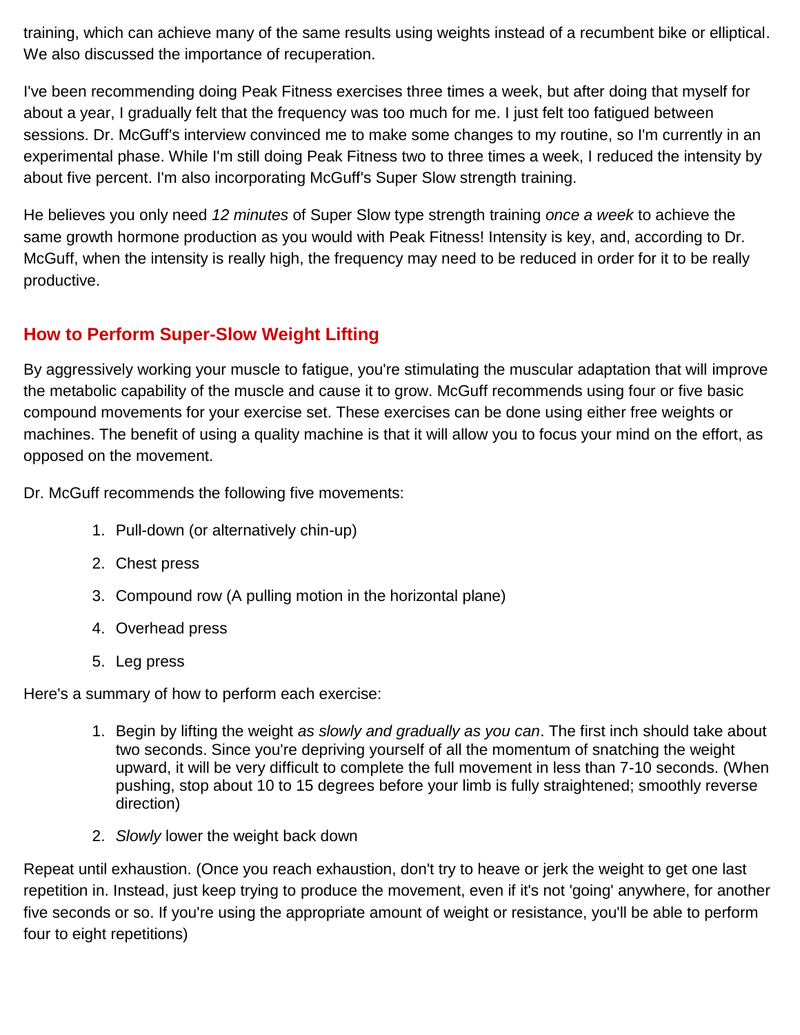training, which can achieve many of the same results using weights instead of a recumbent bike or elliptical. We also discussed the importance of recuperation.

I've been recommending doing Peak Fitness exercises three times a week, but after doing that myself for about a year, I gradually felt that the frequency was too much for me. I just felt too fatigued between sessions. Dr. McGuff's interview convinced me to make some changes to my routine, so I'm currently in an experimental phase. While I'm still doing Peak Fitness two to three times a week, I reduced the intensity by about five percent. I'm also incorporating McGuff's Super Slow strength training.

He believes you only need *12 minutes* of Super Slow type strength training *once a week* to achieve the same growth hormone production as you would with Peak Fitness! Intensity is key, and, according to Dr. McGuff, when the intensity is really high, the frequency may need to be reduced in order for it to be really productive.

## How to Perform Super-Slow Weight Lifting

By aggressively working your muscle to fatigue, you're stimulating the muscular adaptation that will improve the metabolic capability of the muscle and cause it to grow. McGuff recommends using four or five basic compound movements for your exercise set. These exercises can be done using either free weights or machines. The benefit of using a quality machine is that it will allow you to focus your mind on the effort, as opposed on the movement.

Dr. McGuff recommends the following five movements:

1. Pull-down (or alternatively chin-up)
2. Chest press
3. Compound row (A pulling motion in the horizontal plane)
4. Overhead press
5. Leg press

Here's a summary of how to perform each exercise:

1. Begin by lifting the weight *as slowly and gradually as you can*. The first inch should take about two seconds. Since you're depriving yourself of all the momentum of snatching the weight upward, it will be very difficult to complete the full movement in less than 7-10 seconds. (When pushing, stop about 10 to 15 degrees before your limb is fully straightened; smoothly reverse direction)
2. *Slowly* lower the weight back down

Repeat until exhaustion. (Once you reach exhaustion, don't try to heave or jerk the weight to get one last repetition in. Instead, just keep trying to produce the movement, even if it's not 'going' anywhere, for another five seconds or so. If you're using the appropriate amount of weight or resistance, you'll be able to perform four to eight repetitions)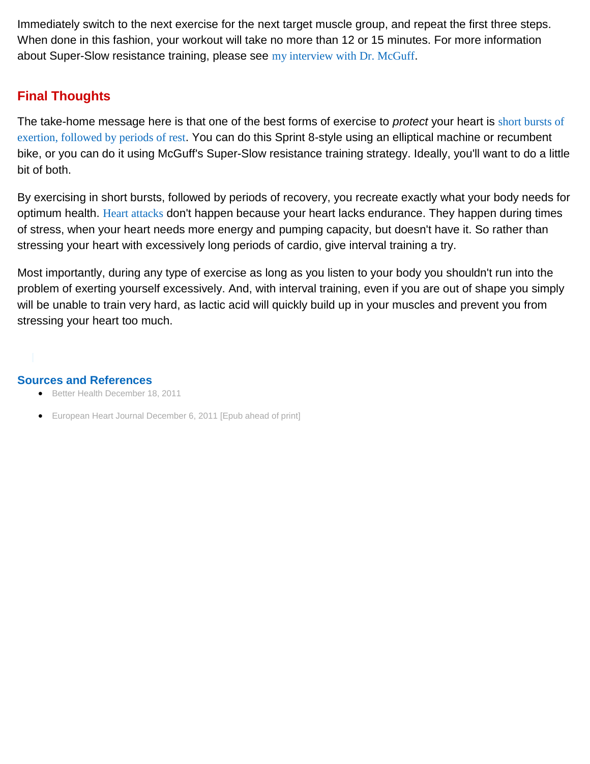Immediately switch to the next exercise for the next target muscle group, and repeat the first three steps. When done in this fashion, your workout will take no more than 12 or 15 minutes. For more information about Super-Slow resistance training, please see my interview with Dr. McGuff.

## Final Thoughts

The take-home message here is that one of the best forms of exercise to *protect* your heart is short bursts of exertion, followed by periods of rest. You can do this Sprint 8-style using an elliptical machine or recumbent bike, or you can do it using McGuff's Super-Slow resistance training strategy. Ideally, you'll want to do a little bit of both.

By exercising in short bursts, followed by periods of recovery, you recreate exactly what your body needs for optimum health. Heart attacks don't happen because your heart lacks endurance. They happen during times of stress, when your heart needs more energy and pumping capacity, but doesn't have it. So rather than stressing your heart with excessively long periods of cardio, give interval training a try.

Most importantly, during any type of exercise as long as you listen to your body you shouldn't run into the problem of exerting yourself excessively. And, with interval training, even if you are out of shape you simply will be unable to train very hard, as lactic acid will quickly build up in your muscles and prevent you from stressing your heart too much.

### Sources and References

- Better Health December 18, 2011
- European Heart Journal December 6, 2011 [Epub ahead of print]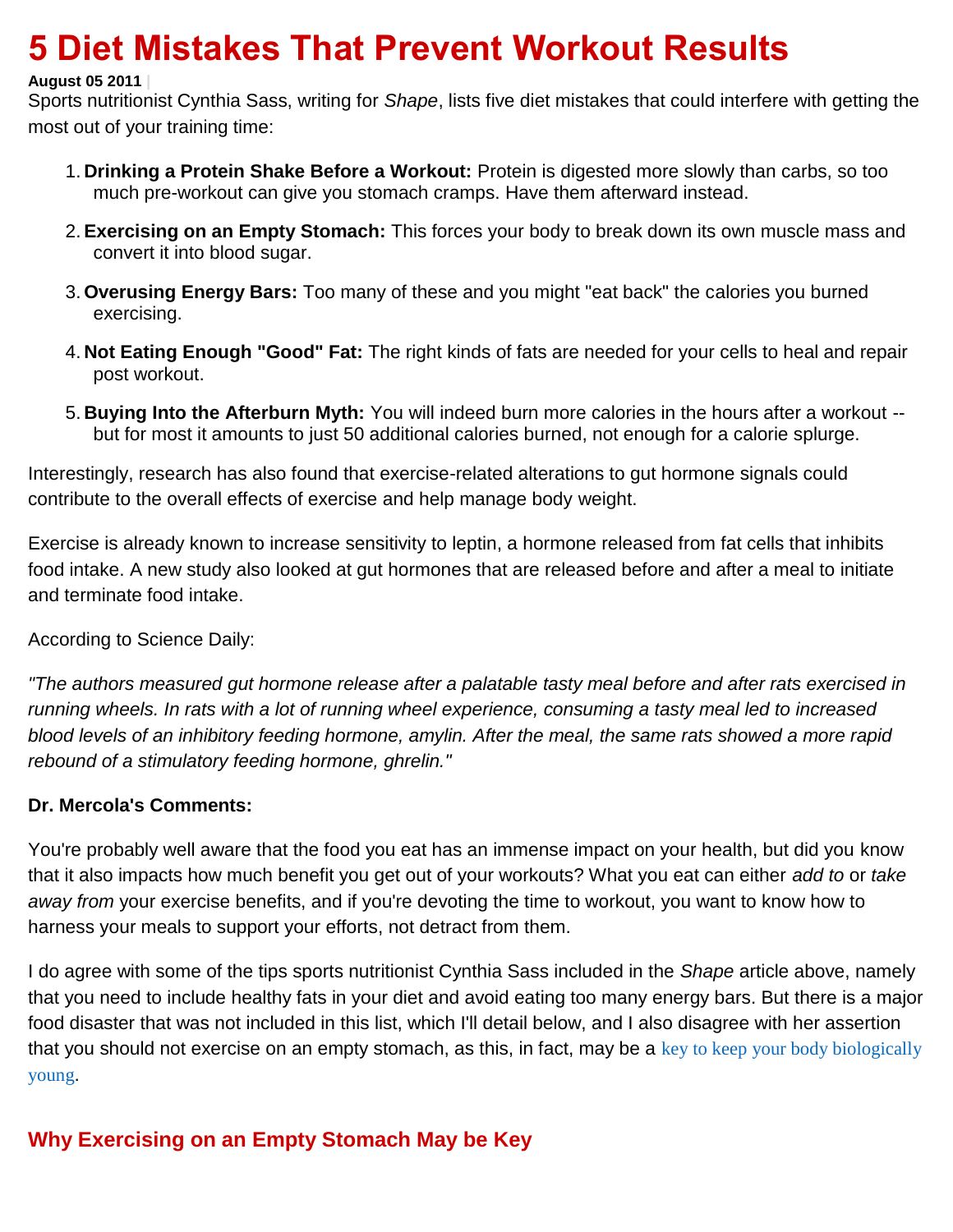# 5 Diet Mistakes That Prevent Workout Results

**August 05 2011** |

Sports nutritionist Cynthia Sass, writing for *Shape*, lists five diet mistakes that could interfere with getting the most out of your training time:

1. **Drinking a Protein Shake Before a Workout:** Protein is digested more slowly than carbs, so too much pre-workout can give you stomach cramps. Have them afterward instead.
2. **Exercising on an Empty Stomach:** This forces your body to break down its own muscle mass and convert it into blood sugar.
3. **Overusing Energy Bars:** Too many of these and you might "eat back" the calories you burned exercising.
4. **Not Eating Enough "Good" Fat:** The right kinds of fats are needed for your cells to heal and repair post workout.
5. **Buying Into the Afterburn Myth:** You will indeed burn more calories in the hours after a workout -- but for most it amounts to just 50 additional calories burned, not enough for a calorie splurge.

Interestingly, research has also found that exercise-related alterations to gut hormone signals could contribute to the overall effects of exercise and help manage body weight.

Exercise is already known to increase sensitivity to leptin, a hormone released from fat cells that inhibits food intake. A new study also looked at gut hormones that are released before and after a meal to initiate and terminate food intake.

According to Science Daily:

*"The authors measured gut hormone release after a palatable tasty meal before and after rats exercised in running wheels. In rats with a lot of running wheel experience, consuming a tasty meal led to increased blood levels of an inhibitory feeding hormone, amylin. After the meal, the same rats showed a more rapid rebound of a stimulatory feeding hormone, ghrelin."*

**Dr. Mercola's Comments:**

You're probably well aware that the food you eat has an immense impact on your health, but did you know that it also impacts how much benefit you get out of your workouts? What you eat can either *add to* or *take away from* your exercise benefits, and if you're devoting the time to workout, you want to know how to harness your meals to support your efforts, not detract from them.

I do agree with some of the tips sports nutritionist Cynthia Sass included in the *Shape* article above, namely that you need to include healthy fats in your diet and avoid eating too many energy bars. But there is a major food disaster that was not included in this list, which I'll detail below, and I also disagree with her assertion that you should not exercise on an empty stomach, as this, in fact, may be a key to keep your body biologically young.

## Why Exercising on an Empty Stomach May be Key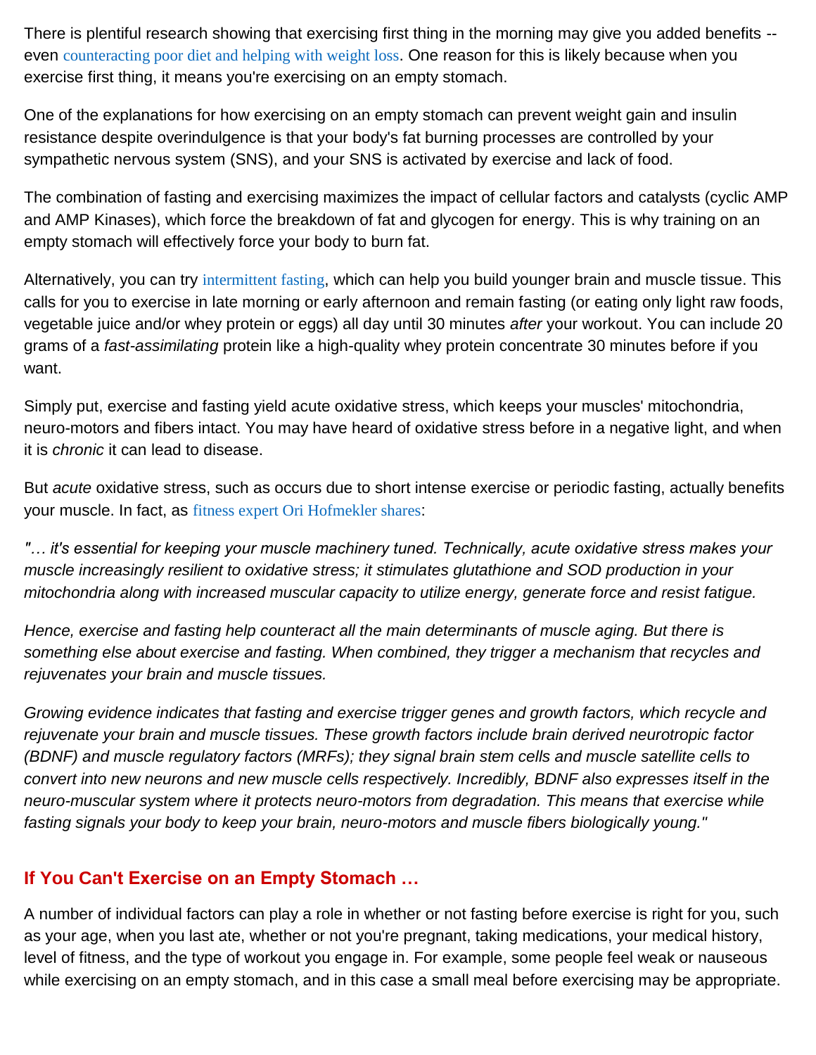There is plentiful research showing that exercising first thing in the morning may give you added benefits -- even counteracting poor diet and helping with weight loss. One reason for this is likely because when you exercise first thing, it means you're exercising on an empty stomach.

One of the explanations for how exercising on an empty stomach can prevent weight gain and insulin resistance despite overindulgence is that your body's fat burning processes are controlled by your sympathetic nervous system (SNS), and your SNS is activated by exercise and lack of food.

The combination of fasting and exercising maximizes the impact of cellular factors and catalysts (cyclic AMP and AMP Kinases), which force the breakdown of fat and glycogen for energy. This is why training on an empty stomach will effectively force your body to burn fat.

Alternatively, you can try intermittent fasting, which can help you build younger brain and muscle tissue. This calls for you to exercise in late morning or early afternoon and remain fasting (or eating only light raw foods, vegetable juice and/or whey protein or eggs) all day until 30 minutes *after* your workout. You can include 20 grams of a *fast-assimilating* protein like a high-quality whey protein concentrate 30 minutes before if you want.

Simply put, exercise and fasting yield acute oxidative stress, which keeps your muscles' mitochondria, neuro-motors and fibers intact. You may have heard of oxidative stress before in a negative light, and when it is *chronic* it can lead to disease.

But *acute* oxidative stress, such as occurs due to short intense exercise or periodic fasting, actually benefits your muscle. In fact, as fitness expert Ori Hofmekler shares:

*"… it's essential for keeping your muscle machinery tuned. Technically, acute oxidative stress makes your muscle increasingly resilient to oxidative stress; it stimulates glutathione and SOD production in your mitochondria along with increased muscular capacity to utilize energy, generate force and resist fatigue.*

*Hence, exercise and fasting help counteract all the main determinants of muscle aging. But there is something else about exercise and fasting. When combined, they trigger a mechanism that recycles and rejuvenates your brain and muscle tissues.*

*Growing evidence indicates that fasting and exercise trigger genes and growth factors, which recycle and rejuvenate your brain and muscle tissues. These growth factors include brain derived neurotropic factor (BDNF) and muscle regulatory factors (MRFs); they signal brain stem cells and muscle satellite cells to convert into new neurons and new muscle cells respectively. Incredibly, BDNF also expresses itself in the neuro-muscular system where it protects neuro-motors from degradation. This means that exercise while fasting signals your body to keep your brain, neuro-motors and muscle fibers biologically young."*

## If You Can't Exercise on an Empty Stomach …

A number of individual factors can play a role in whether or not fasting before exercise is right for you, such as your age, when you last ate, whether or not you're pregnant, taking medications, your medical history, level of fitness, and the type of workout you engage in. For example, some people feel weak or nauseous while exercising on an empty stomach, and in this case a small meal before exercising may be appropriate.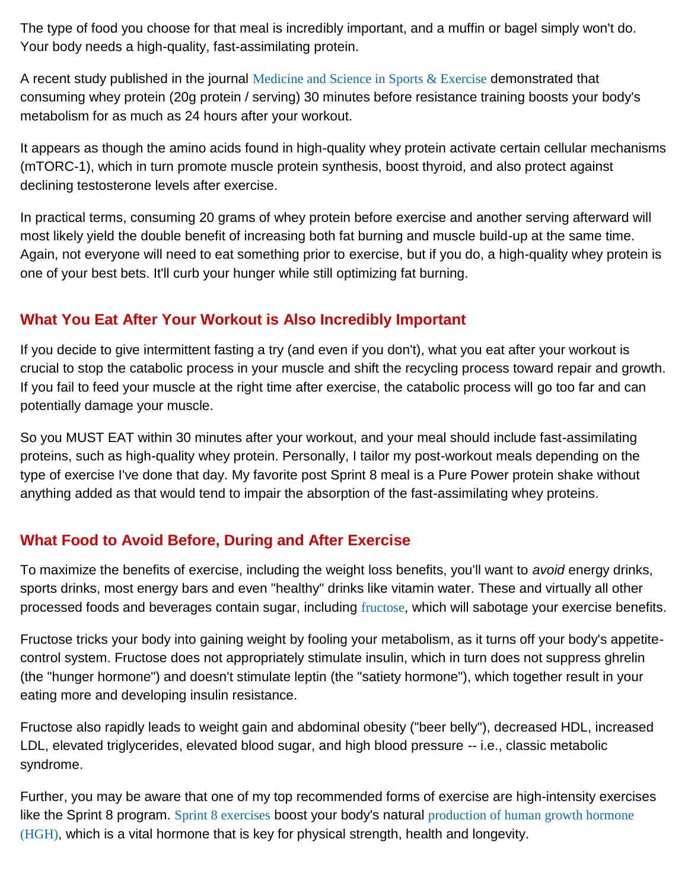The type of food you choose for that meal is incredibly important, and a muffin or bagel simply won't do. Your body needs a high-quality, fast-assimilating protein.

A recent study published in the journal Medicine and Science in Sports & Exercise demonstrated that consuming whey protein (20g protein / serving) 30 minutes before resistance training boosts your body's metabolism for as much as 24 hours after your workout.

It appears as though the amino acids found in high-quality whey protein activate certain cellular mechanisms (mTORC-1), which in turn promote muscle protein synthesis, boost thyroid, and also protect against declining testosterone levels after exercise.

In practical terms, consuming 20 grams of whey protein before exercise and another serving afterward will most likely yield the double benefit of increasing both fat burning and muscle build-up at the same time. Again, not everyone will need to eat something prior to exercise, but if you do, a high-quality whey protein is one of your best bets. It'll curb your hunger while still optimizing fat burning.

## What You Eat After Your Workout is Also Incredibly Important

If you decide to give intermittent fasting a try (and even if you don't), what you eat after your workout is crucial to stop the catabolic process in your muscle and shift the recycling process toward repair and growth. If you fail to feed your muscle at the right time after exercise, the catabolic process will go too far and can potentially damage your muscle.

So you MUST EAT within 30 minutes after your workout, and your meal should include fast-assimilating proteins, such as high-quality whey protein. Personally, I tailor my post-workout meals depending on the type of exercise I've done that day. My favorite post Sprint 8 meal is a Pure Power protein shake without anything added as that would tend to impair the absorption of the fast-assimilating whey proteins.

## What Food to Avoid Before, During and After Exercise

To maximize the benefits of exercise, including the weight loss benefits, you'll want to *avoid* energy drinks, sports drinks, most energy bars and even "healthy" drinks like vitamin water. These and virtually all other processed foods and beverages contain sugar, including fructose, which will sabotage your exercise benefits.

Fructose tricks your body into gaining weight by fooling your metabolism, as it turns off your body's appetite-control system. Fructose does not appropriately stimulate insulin, which in turn does not suppress ghrelin (the "hunger hormone") and doesn't stimulate leptin (the "satiety hormone"), which together result in your eating more and developing insulin resistance.

Fructose also rapidly leads to weight gain and abdominal obesity ("beer belly"), decreased HDL, increased LDL, elevated triglycerides, elevated blood sugar, and high blood pressure -- i.e., classic metabolic syndrome.

Further, you may be aware that one of my top recommended forms of exercise are high-intensity exercises like the Sprint 8 program. Sprint 8 exercises boost your body's natural production of human growth hormone (HGH), which is a vital hormone that is key for physical strength, health and longevity.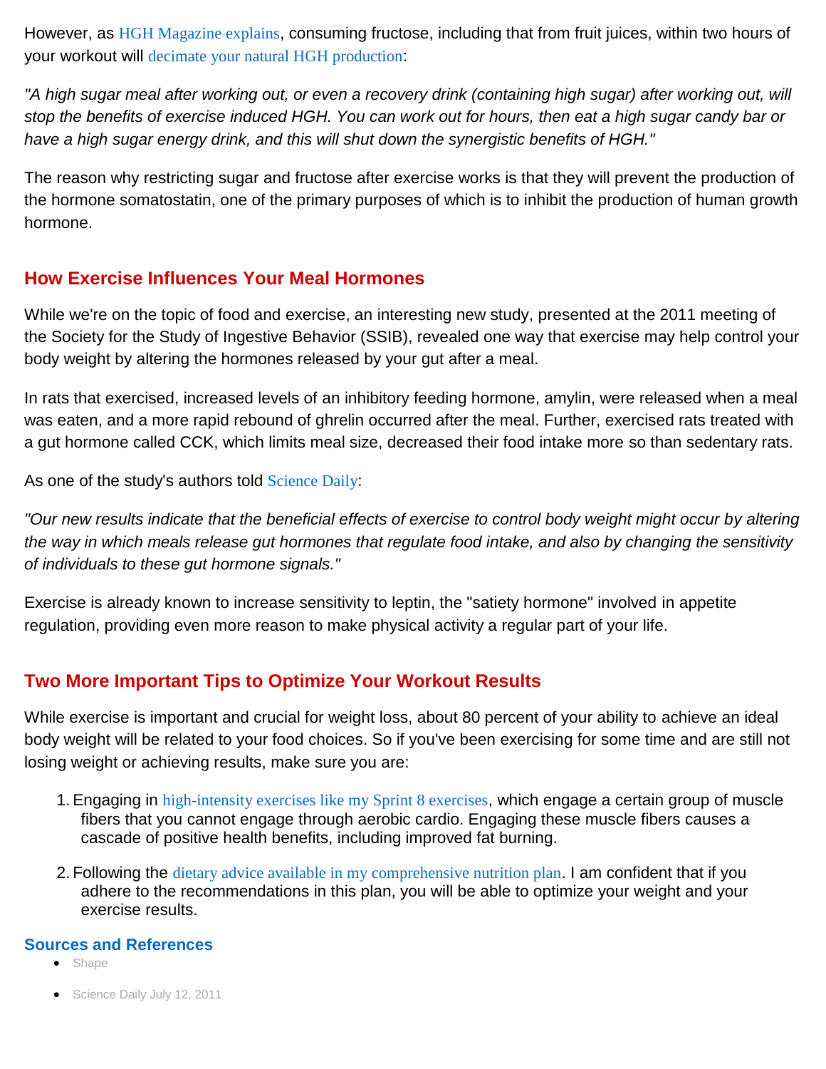However, as HGH Magazine explains, consuming fructose, including that from fruit juices, within two hours of your workout will decimate your natural HGH production:

*"A high sugar meal after working out, or even a recovery drink (containing high sugar) after working out, will stop the benefits of exercise induced HGH. You can work out for hours, then eat a high sugar candy bar or have a high sugar energy drink, and this will shut down the synergistic benefits of HGH."*

The reason why restricting sugar and fructose after exercise works is that they will prevent the production of the hormone somatostatin, one of the primary purposes of which is to inhibit the production of human growth hormone.

## How Exercise Influences Your Meal Hormones

While we're on the topic of food and exercise, an interesting new study, presented at the 2011 meeting of the Society for the Study of Ingestive Behavior (SSIB), revealed one way that exercise may help control your body weight by altering the hormones released by your gut after a meal.

In rats that exercised, increased levels of an inhibitory feeding hormone, amylin, were released when a meal was eaten, and a more rapid rebound of ghrelin occurred after the meal. Further, exercised rats treated with a gut hormone called CCK, which limits meal size, decreased their food intake more so than sedentary rats.

As one of the study's authors told Science Daily:

*"Our new results indicate that the beneficial effects of exercise to control body weight might occur by altering the way in which meals release gut hormones that regulate food intake, and also by changing the sensitivity of individuals to these gut hormone signals."*

Exercise is already known to increase sensitivity to leptin, the "satiety hormone" involved in appetite regulation, providing even more reason to make physical activity a regular part of your life.

## Two More Important Tips to Optimize Your Workout Results

While exercise is important and crucial for weight loss, about 80 percent of your ability to achieve an ideal body weight will be related to your food choices. So if you've been exercising for some time and are still not losing weight or achieving results, make sure you are:

1. Engaging in high-intensity exercises like my Sprint 8 exercises, which engage a certain group of muscle fibers that you cannot engage through aerobic cardio. Engaging these muscle fibers causes a cascade of positive health benefits, including improved fat burning.
2. Following the dietary advice available in my comprehensive nutrition plan. I am confident that if you adhere to the recommendations in this plan, you will be able to optimize your weight and your exercise results.

### Sources and References

- Shape
- Science Daily July 12, 2011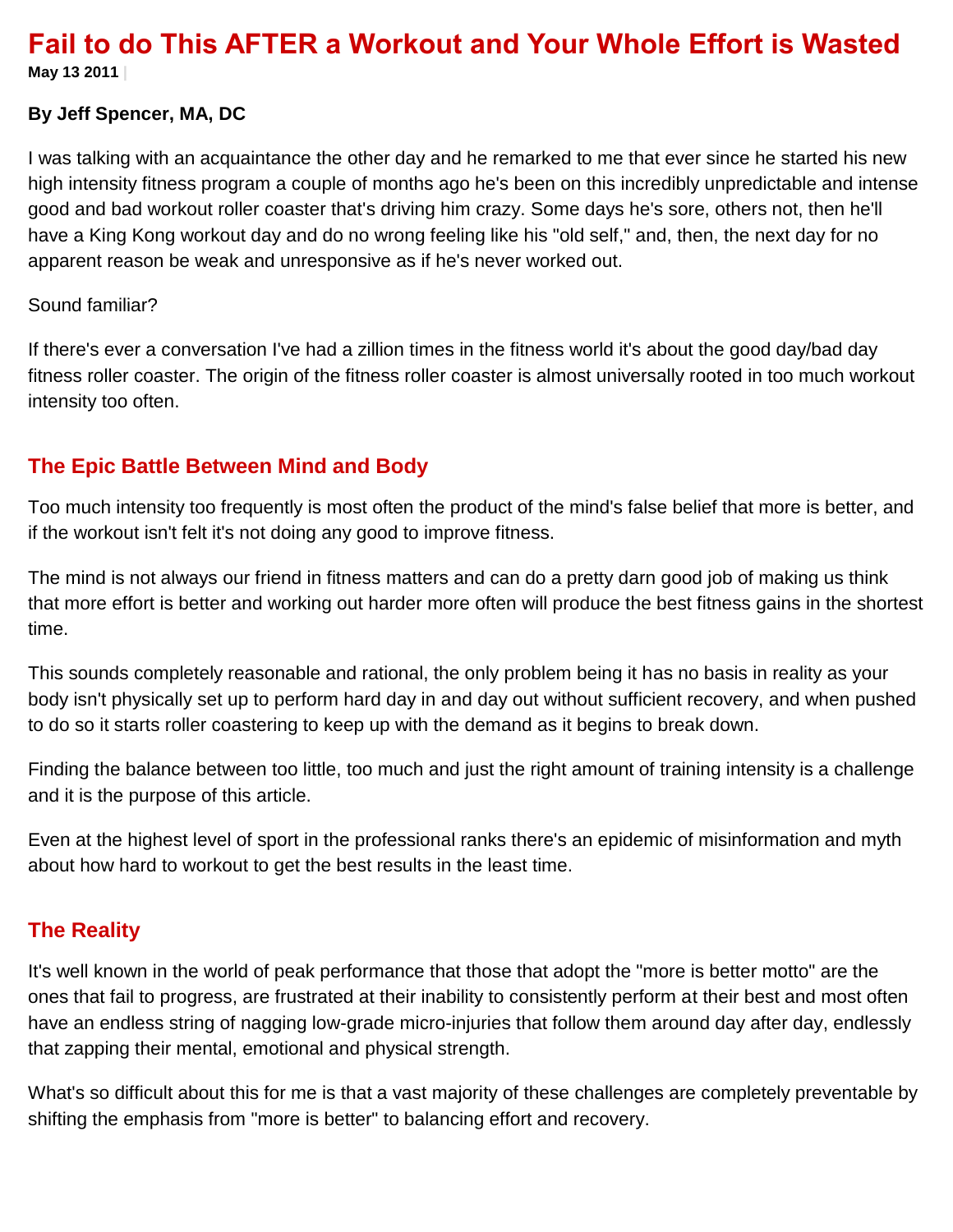# Fail to do This AFTER a Workout and Your Whole Effort is Wasted

**May 13 2011**

**By Jeff Spencer, MA, DC**

I was talking with an acquaintance the other day and he remarked to me that ever since he started his new high intensity fitness program a couple of months ago he's been on this incredibly unpredictable and intense good and bad workout roller coaster that's driving him crazy. Some days he's sore, others not, then he'll have a King Kong workout day and do no wrong feeling like his "old self," and, then, the next day for no apparent reason be weak and unresponsive as if he's never worked out.

Sound familiar?

If there's ever a conversation I've had a zillion times in the fitness world it's about the good day/bad day fitness roller coaster. The origin of the fitness roller coaster is almost universally rooted in too much workout intensity too often.

## The Epic Battle Between Mind and Body

Too much intensity too frequently is most often the product of the mind's false belief that more is better, and if the workout isn't felt it's not doing any good to improve fitness.

The mind is not always our friend in fitness matters and can do a pretty darn good job of making us think that more effort is better and working out harder more often will produce the best fitness gains in the shortest time.

This sounds completely reasonable and rational, the only problem being it has no basis in reality as your body isn't physically set up to perform hard day in and day out without sufficient recovery, and when pushed to do so it starts roller coastering to keep up with the demand as it begins to break down.

Finding the balance between too little, too much and just the right amount of training intensity is a challenge and it is the purpose of this article.

Even at the highest level of sport in the professional ranks there's an epidemic of misinformation and myth about how hard to workout to get the best results in the least time.

## The Reality

It's well known in the world of peak performance that those that adopt the "more is better motto" are the ones that fail to progress, are frustrated at their inability to consistently perform at their best and most often have an endless string of nagging low-grade micro-injuries that follow them around day after day, endlessly that zapping their mental, emotional and physical strength.

What's so difficult about this for me is that a vast majority of these challenges are completely preventable by shifting the emphasis from "more is better" to balancing effort and recovery.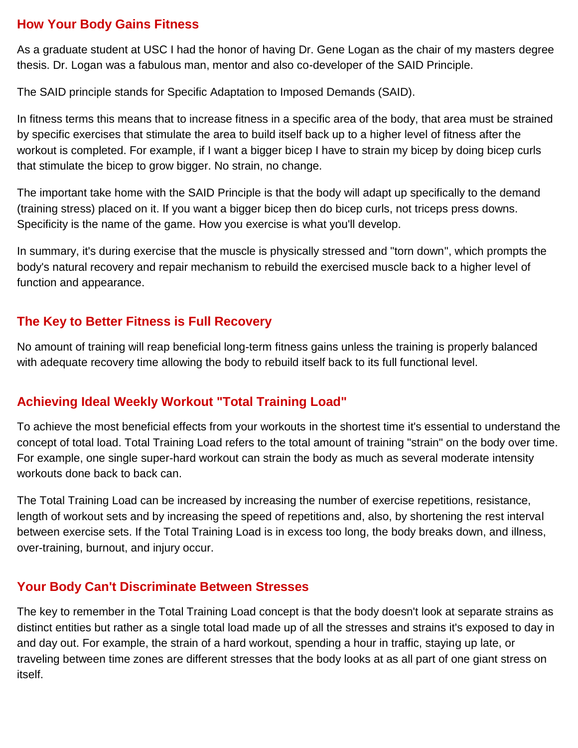## How Your Body Gains Fitness

As a graduate student at USC I had the honor of having Dr. Gene Logan as the chair of my masters degree thesis. Dr. Logan was a fabulous man, mentor and also co-developer of the SAID Principle.

The SAID principle stands for Specific Adaptation to Imposed Demands (SAID).

In fitness terms this means that to increase fitness in a specific area of the body, that area must be strained by specific exercises that stimulate the area to build itself back up to a higher level of fitness after the workout is completed. For example, if I want a bigger bicep I have to strain my bicep by doing bicep curls that stimulate the bicep to grow bigger. No strain, no change.

The important take home with the SAID Principle is that the body will adapt up specifically to the demand (training stress) placed on it. If you want a bigger bicep then do bicep curls, not triceps press downs. Specificity is the name of the game. How you exercise is what you'll develop.

In summary, it's during exercise that the muscle is physically stressed and "torn down", which prompts the body's natural recovery and repair mechanism to rebuild the exercised muscle back to a higher level of function and appearance.

## The Key to Better Fitness is Full Recovery

No amount of training will reap beneficial long-term fitness gains unless the training is properly balanced with adequate recovery time allowing the body to rebuild itself back to its full functional level.

## Achieving Ideal Weekly Workout "Total Training Load"

To achieve the most beneficial effects from your workouts in the shortest time it's essential to understand the concept of total load. Total Training Load refers to the total amount of training "strain" on the body over time. For example, one single super-hard workout can strain the body as much as several moderate intensity workouts done back to back can.

The Total Training Load can be increased by increasing the number of exercise repetitions, resistance, length of workout sets and by increasing the speed of repetitions and, also, by shortening the rest interval between exercise sets. If the Total Training Load is in excess too long, the body breaks down, and illness, over-training, burnout, and injury occur.

## Your Body Can't Discriminate Between Stresses

The key to remember in the Total Training Load concept is that the body doesn't look at separate strains as distinct entities but rather as a single total load made up of all the stresses and strains it's exposed to day in and day out. For example, the strain of a hard workout, spending a hour in traffic, staying up late, or traveling between time zones are different stresses that the body looks at as all part of one giant stress on itself.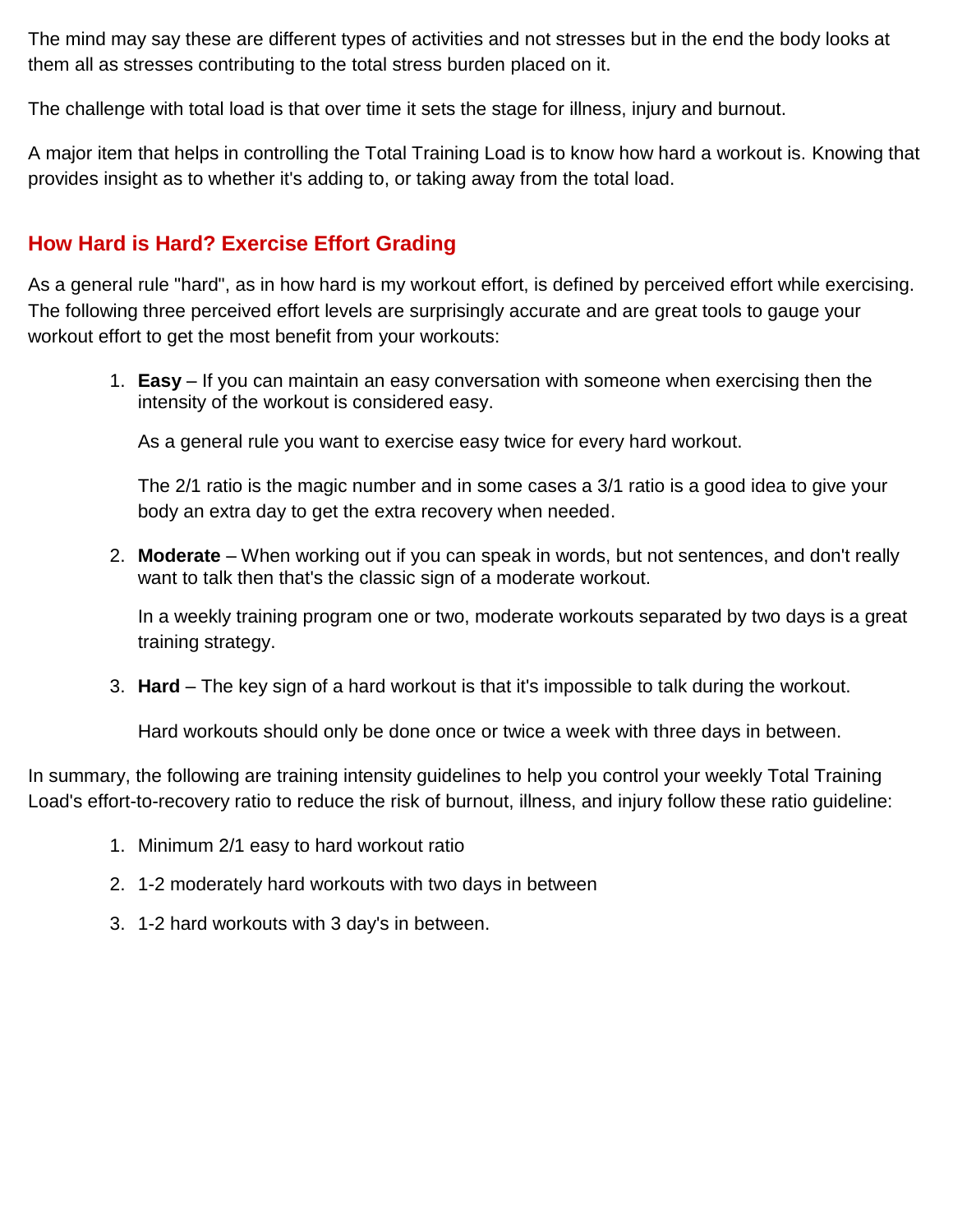The mind may say these are different types of activities and not stresses but in the end the body looks at them all as stresses contributing to the total stress burden placed on it.

The challenge with total load is that over time it sets the stage for illness, injury and burnout.

A major item that helps in controlling the Total Training Load is to know how hard a workout is. Knowing that provides insight as to whether it's adding to, or taking away from the total load.

## How Hard is Hard? Exercise Effort Grading

As a general rule "hard", as in how hard is my workout effort, is defined by perceived effort while exercising. The following three perceived effort levels are surprisingly accurate and are great tools to gauge your workout effort to get the most benefit from your workouts:

1. **Easy** – If you can maintain an easy conversation with someone when exercising then the intensity of the workout is considered easy.

   As a general rule you want to exercise easy twice for every hard workout.

   The 2/1 ratio is the magic number and in some cases a 3/1 ratio is a good idea to give your body an extra day to get the extra recovery when needed.

2. **Moderate** – When working out if you can speak in words, but not sentences, and don't really want to talk then that's the classic sign of a moderate workout.

   In a weekly training program one or two, moderate workouts separated by two days is a great training strategy.

3. **Hard** – The key sign of a hard workout is that it's impossible to talk during the workout.

   Hard workouts should only be done once or twice a week with three days in between.

In summary, the following are training intensity guidelines to help you control your weekly Total Training Load's effort-to-recovery ratio to reduce the risk of burnout, illness, and injury follow these ratio guideline:

1. Minimum 2/1 easy to hard workout ratio
2. 1-2 moderately hard workouts with two days in between
3. 1-2 hard workouts with 3 day's in between.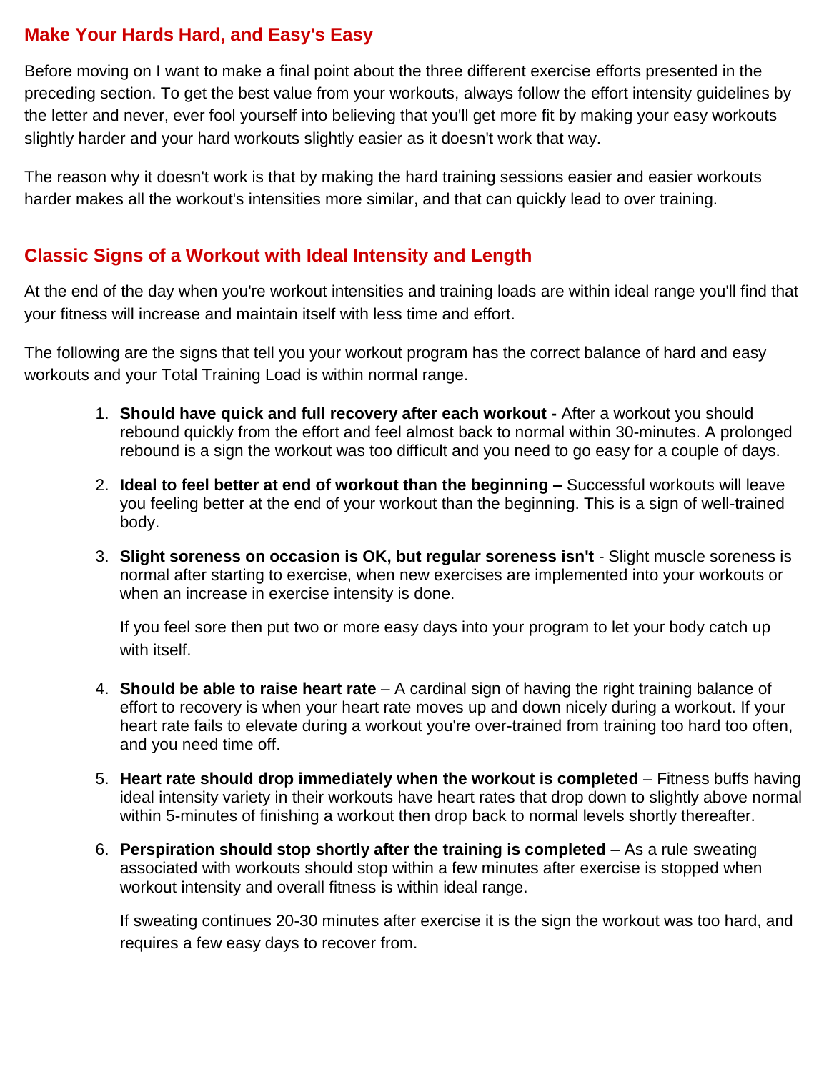## Make Your Hards Hard, and Easy's Easy

Before moving on I want to make a final point about the three different exercise efforts presented in the preceding section. To get the best value from your workouts, always follow the effort intensity guidelines by the letter and never, ever fool yourself into believing that you'll get more fit by making your easy workouts slightly harder and your hard workouts slightly easier as it doesn't work that way.

The reason why it doesn't work is that by making the hard training sessions easier and easier workouts harder makes all the workout's intensities more similar, and that can quickly lead to over training.

## Classic Signs of a Workout with Ideal Intensity and Length

At the end of the day when you're workout intensities and training loads are within ideal range you'll find that your fitness will increase and maintain itself with less time and effort.

The following are the signs that tell you your workout program has the correct balance of hard and easy workouts and your Total Training Load is within normal range.

1. **Should have quick and full recovery after each workout -** After a workout you should rebound quickly from the effort and feel almost back to normal within 30-minutes. A prolonged rebound is a sign the workout was too difficult and you need to go easy for a couple of days.

2. **Ideal to feel better at end of workout than the beginning –** Successful workouts will leave you feeling better at the end of your workout than the beginning. This is a sign of well-trained body.

3. **Slight soreness on occasion is OK, but regular soreness isn't** - Slight muscle soreness is normal after starting to exercise, when new exercises are implemented into your workouts or when an increase in exercise intensity is done.

   If you feel sore then put two or more easy days into your program to let your body catch up with itself.

4. **Should be able to raise heart rate** – A cardinal sign of having the right training balance of effort to recovery is when your heart rate moves up and down nicely during a workout. If your heart rate fails to elevate during a workout you're over-trained from training too hard too often, and you need time off.

5. **Heart rate should drop immediately when the workout is completed** – Fitness buffs having ideal intensity variety in their workouts have heart rates that drop down to slightly above normal within 5-minutes of finishing a workout then drop back to normal levels shortly thereafter.

6. **Perspiration should stop shortly after the training is completed** – As a rule sweating associated with workouts should stop within a few minutes after exercise is stopped when workout intensity and overall fitness is within ideal range.

   If sweating continues 20-30 minutes after exercise it is the sign the workout was too hard, and requires a few easy days to recover from.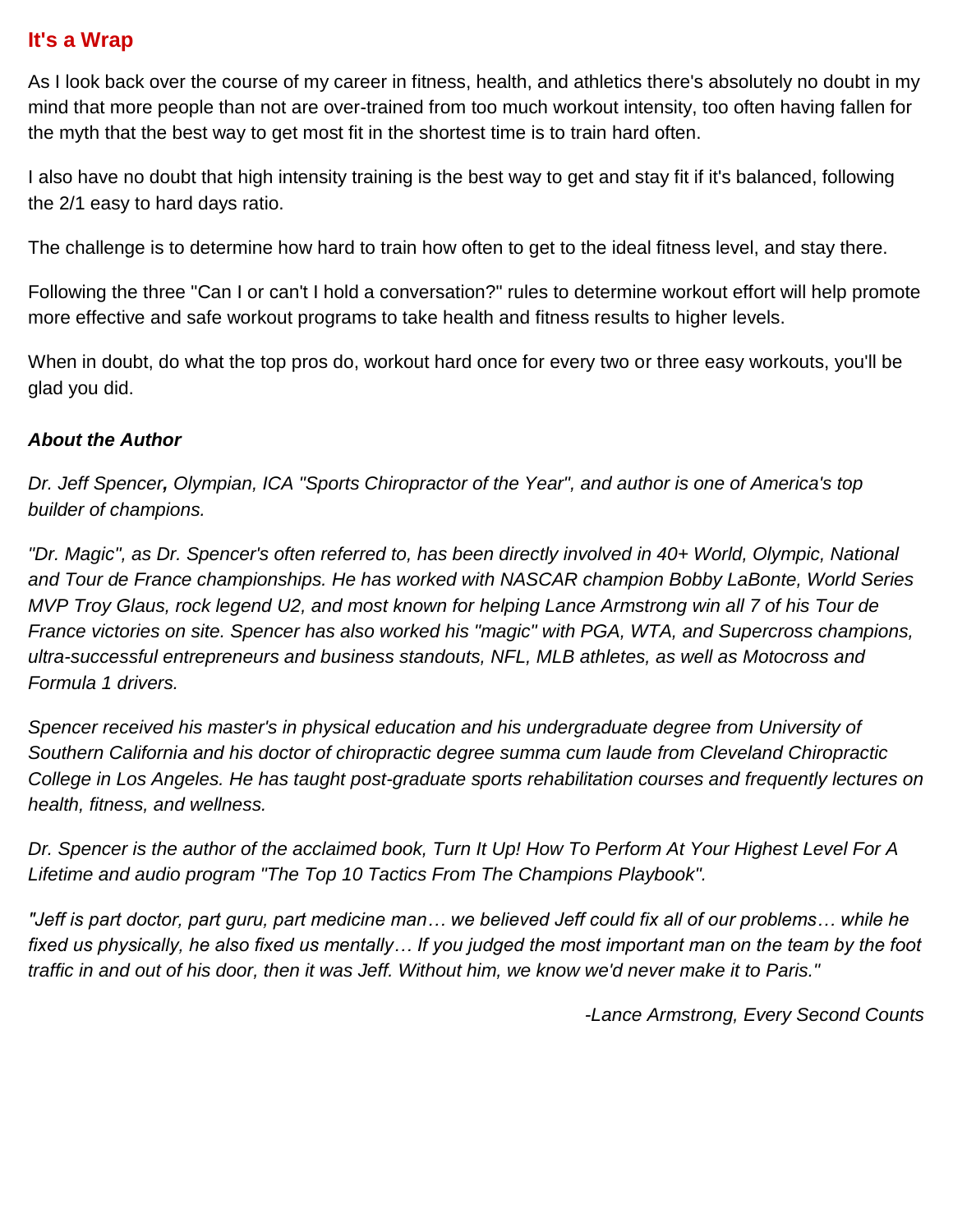## It's a Wrap

As I look back over the course of my career in fitness, health, and athletics there's absolutely no doubt in my mind that more people than not are over-trained from too much workout intensity, too often having fallen for the myth that the best way to get most fit in the shortest time is to train hard often.

I also have no doubt that high intensity training is the best way to get and stay fit if it's balanced, following the 2/1 easy to hard days ratio.

The challenge is to determine how hard to train how often to get to the ideal fitness level, and stay there.

Following the three "Can I or can't I hold a conversation?" rules to determine workout effort will help promote more effective and safe workout programs to take health and fitness results to higher levels.

When in doubt, do what the top pros do, workout hard once for every two or three easy workouts, you'll be glad you did.

***About the Author***

*Dr. Jeff Spencer**,** Olympian, ICA "Sports Chiropractor of the Year", and author is one of America's top builder of champions.*

*"Dr. Magic", as Dr. Spencer's often referred to, has been directly involved in 40+ World, Olympic, National and Tour de France championships. He has worked with NASCAR champion Bobby LaBonte, World Series MVP Troy Glaus, rock legend U2, and most known for helping Lance Armstrong win all 7 of his Tour de France victories on site. Spencer has also worked his "magic" with PGA, WTA, and Supercross champions, ultra-successful entrepreneurs and business standouts, NFL, MLB athletes, as well as Motocross and Formula 1 drivers.*

*Spencer received his master's in physical education and his undergraduate degree from University of Southern California and his doctor of chiropractic degree summa cum laude from Cleveland Chiropractic College in Los Angeles. He has taught post-graduate sports rehabilitation courses and frequently lectures on health, fitness, and wellness.*

*Dr. Spencer is the author of the acclaimed book, Turn It Up! How To Perform At Your Highest Level For A Lifetime and audio program "The Top 10 Tactics From The Champions Playbook".*

*"Jeff is part doctor, part guru, part medicine man… we believed Jeff could fix all of our problems… while he fixed us physically, he also fixed us mentally… If you judged the most important man on the team by the foot traffic in and out of his door, then it was Jeff. Without him, we know we'd never make it to Paris."*

*-Lance Armstrong, Every Second Counts*